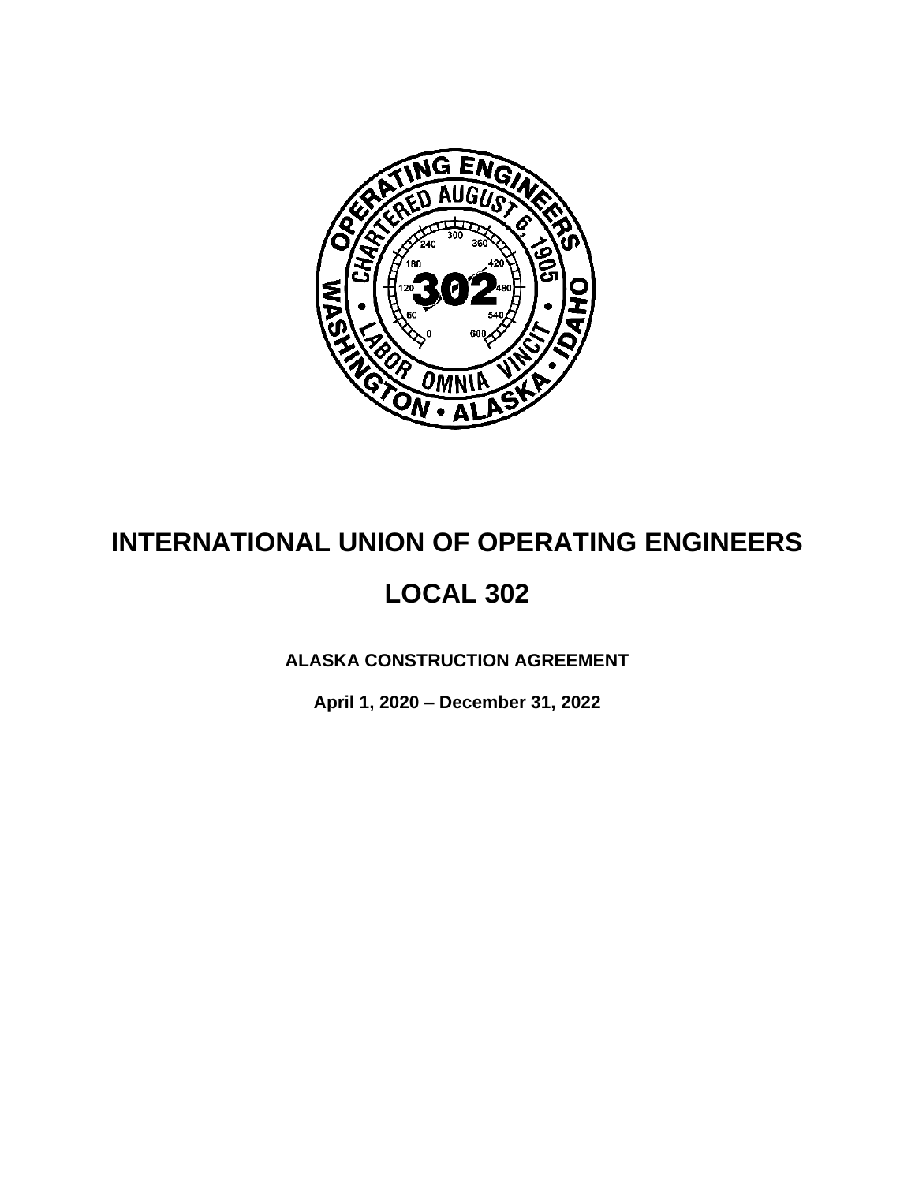# INTERNATIONAL UNION OF OPERATING ENGINEERS

# LOCAL 302

**ALASKA CONSTRUCTION AGREEMENT**

**April 1, 2020 – December 31, 2022**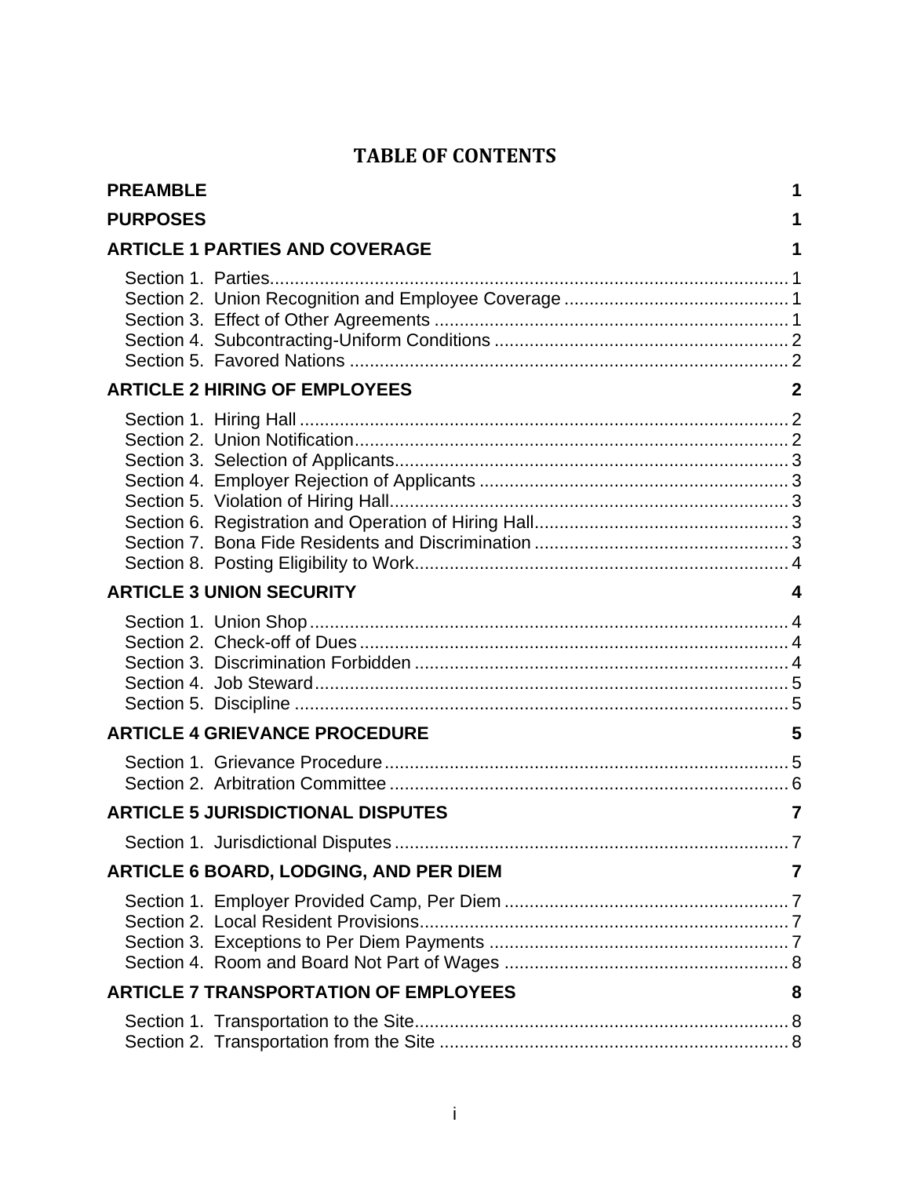# TABLE OF CONTENTS

**PREAMBLE** 1

**PURPOSES** 1

**ARTICLE 1 PARTIES AND COVERAGE** 1

- Section 1. Parties 1
- Section 2. Union Recognition and Employee Coverage 1
- Section 3. Effect of Other Agreements 1
- Section 4. Subcontracting-Uniform Conditions 2
- Section 5. Favored Nations 2

**ARTICLE 2 HIRING OF EMPLOYEES** 2

- Section 1. Hiring Hall 2
- Section 2. Union Notification 2
- Section 3. Selection of Applicants 3
- Section 4. Employer Rejection of Applicants 3
- Section 5. Violation of Hiring Hall 3
- Section 6. Registration and Operation of Hiring Hall 3
- Section 7. Bona Fide Residents and Discrimination 3
- Section 8. Posting Eligibility to Work 4

**ARTICLE 3 UNION SECURITY** 4

- Section 1. Union Shop 4
- Section 2. Check-off of Dues 4
- Section 3. Discrimination Forbidden 4
- Section 4. Job Steward 5
- Section 5. Discipline 5

**ARTICLE 4 GRIEVANCE PROCEDURE** 5

- Section 1. Grievance Procedure 5
- Section 2. Arbitration Committee 6

**ARTICLE 5 JURISDICTIONAL DISPUTES** 7

- Section 1. Jurisdictional Disputes 7

**ARTICLE 6 BOARD, LODGING, AND PER DIEM** 7

- Section 1. Employer Provided Camp, Per Diem 7
- Section 2. Local Resident Provisions 7
- Section 3. Exceptions to Per Diem Payments 7
- Section 4. Room and Board Not Part of Wages 8

**ARTICLE 7 TRANSPORTATION OF EMPLOYEES** 8

- Section 1. Transportation to the Site 8
- Section 2. Transportation from the Site 8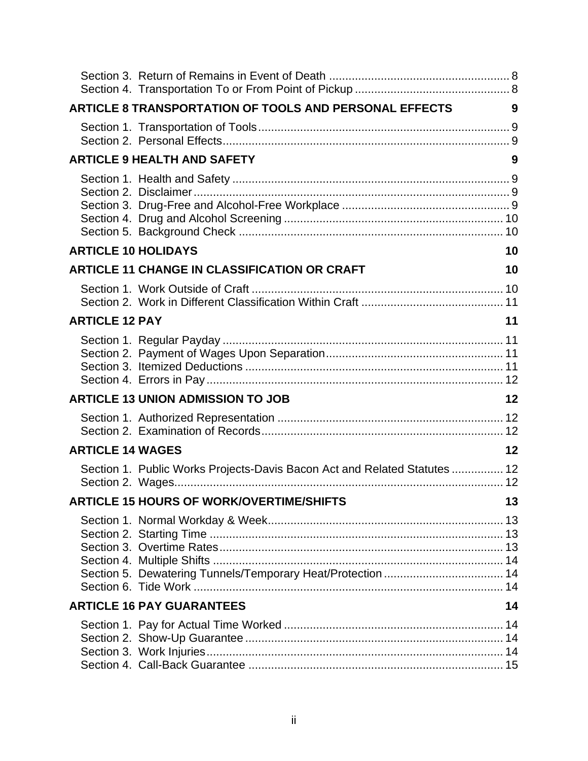Section 3. Return of Remains in Event of Death ........................................................ 8
Section 4. Transportation To or From Point of Pickup ................................................ 8

**ARTICLE 8 TRANSPORTATION OF TOOLS AND PERSONAL EFFECTS** 9

Section 1. Transportation of Tools ............................................................................. 9
Section 2. Personal Effects ......................................................................................... 9

**ARTICLE 9 HEALTH AND SAFETY** 9

Section 1. Health and Safety ...................................................................................... 9
Section 2. Disclaimer .................................................................................................. 9
Section 3. Drug-Free and Alcohol-Free Workplace .................................................... 9
Section 4. Drug and Alcohol Screening .................................................................... 10
Section 5. Background Check ................................................................................... 10

**ARTICLE 10 HOLIDAYS** 10

**ARTICLE 11 CHANGE IN CLASSIFICATION OR CRAFT** 10

Section 1. Work Outside of Craft .............................................................................. 10
Section 2. Work in Different Classification Within Craft ............................................ 11

**ARTICLE 12 PAY** 11

Section 1. Regular Payday ........................................................................................ 11
Section 2. Payment of Wages Upon Separation ........................................................ 11
Section 3. Itemized Deductions ................................................................................. 11
Section 4. Errors in Pay ............................................................................................. 12

**ARTICLE 13 UNION ADMISSION TO JOB** 12

Section 1. Authorized Representation ....................................................................... 12
Section 2. Examination of Records ............................................................................ 12

**ARTICLE 14 WAGES** 12

Section 1. Public Works Projects-Davis Bacon Act and Related Statutes ................ 12
Section 2. Wages ....................................................................................................... 12

**ARTICLE 15 HOURS OF WORK/OVERTIME/SHIFTS** 13

Section 1. Normal Workday & Week ......................................................................... 13
Section 2. Starting Time ............................................................................................ 13
Section 3. Overtime Rates ......................................................................................... 13
Section 4. Multiple Shifts ........................................................................................... 14
Section 5. Dewatering Tunnels/Temporary Heat/Protection ..................................... 14
Section 6. Tide Work ................................................................................................. 14

**ARTICLE 16 PAY GUARANTEES** 14

Section 1. Pay for Actual Time Worked .................................................................... 14
Section 2. Show-Up Guarantee ................................................................................. 14
Section 3. Work Injuries ............................................................................................. 14
Section 4. Call-Back Guarantee ............................................................................... 15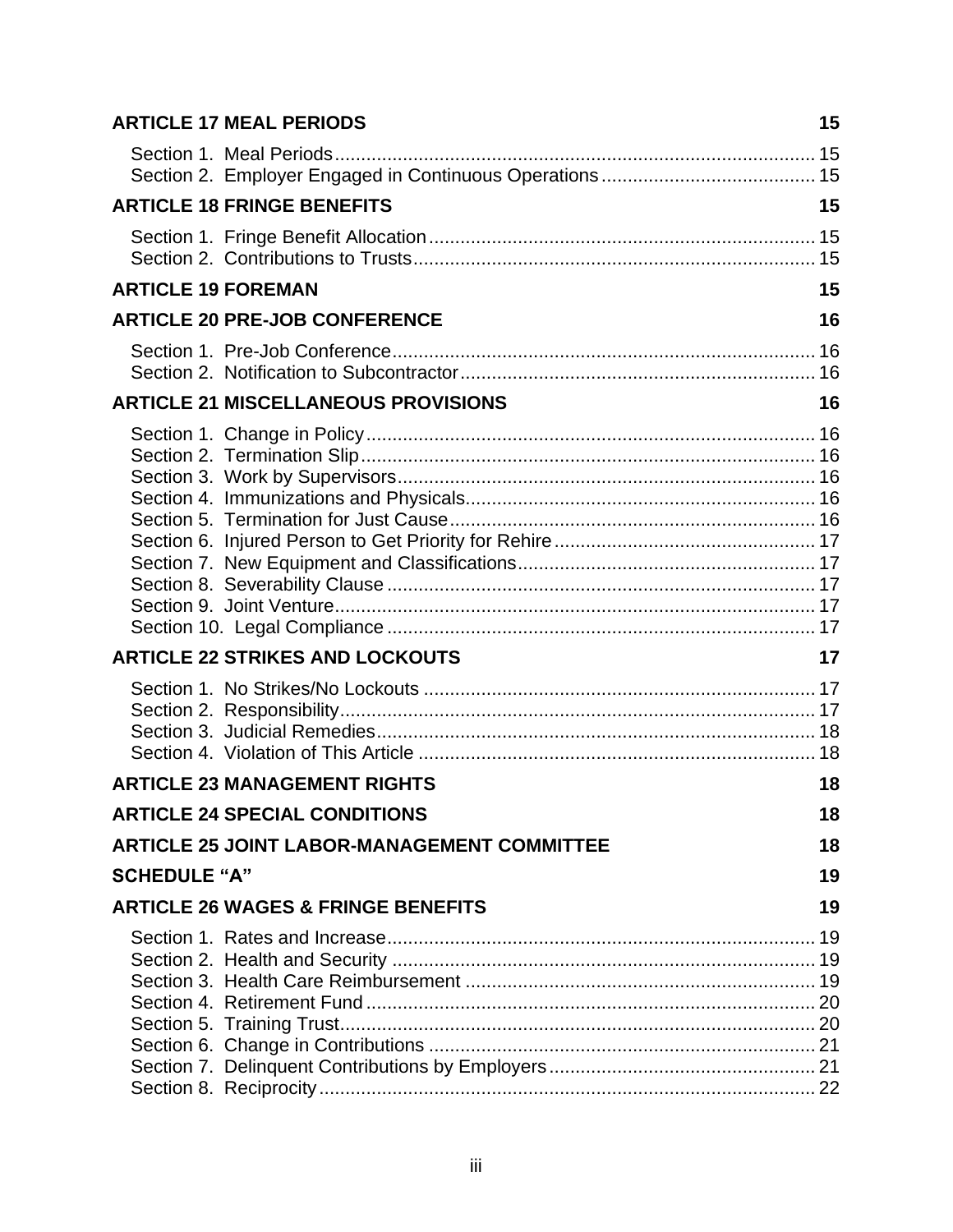**ARTICLE 17 MEAL PERIODS** 15

Section 1. Meal Periods 15
Section 2. Employer Engaged in Continuous Operations 15

**ARTICLE 18 FRINGE BENEFITS** 15

Section 1. Fringe Benefit Allocation 15
Section 2. Contributions to Trusts 15

**ARTICLE 19 FOREMAN** 15

**ARTICLE 20 PRE-JOB CONFERENCE** 16

Section 1. Pre-Job Conference 16
Section 2. Notification to Subcontractor 16

**ARTICLE 21 MISCELLANEOUS PROVISIONS** 16

Section 1. Change in Policy 16
Section 2. Termination Slip 16
Section 3. Work by Supervisors 16
Section 4. Immunizations and Physicals 16
Section 5. Termination for Just Cause 16
Section 6. Injured Person to Get Priority for Rehire 17
Section 7. New Equipment and Classifications 17
Section 8. Severability Clause 17
Section 9. Joint Venture 17
Section 10. Legal Compliance 17

**ARTICLE 22 STRIKES AND LOCKOUTS** 17

Section 1. No Strikes/No Lockouts 17
Section 2. Responsibility 17
Section 3. Judicial Remedies 18
Section 4. Violation of This Article 18

**ARTICLE 23 MANAGEMENT RIGHTS** 18

**ARTICLE 24 SPECIAL CONDITIONS** 18

**ARTICLE 25 JOINT LABOR-MANAGEMENT COMMITTEE** 18

**SCHEDULE "A"** 19

**ARTICLE 26 WAGES & FRINGE BENEFITS** 19

Section 1. Rates and Increase 19
Section 2. Health and Security 19
Section 3. Health Care Reimbursement 19
Section 4. Retirement Fund 20
Section 5. Training Trust 20
Section 6. Change in Contributions 21
Section 7. Delinquent Contributions by Employers 21
Section 8. Reciprocity 22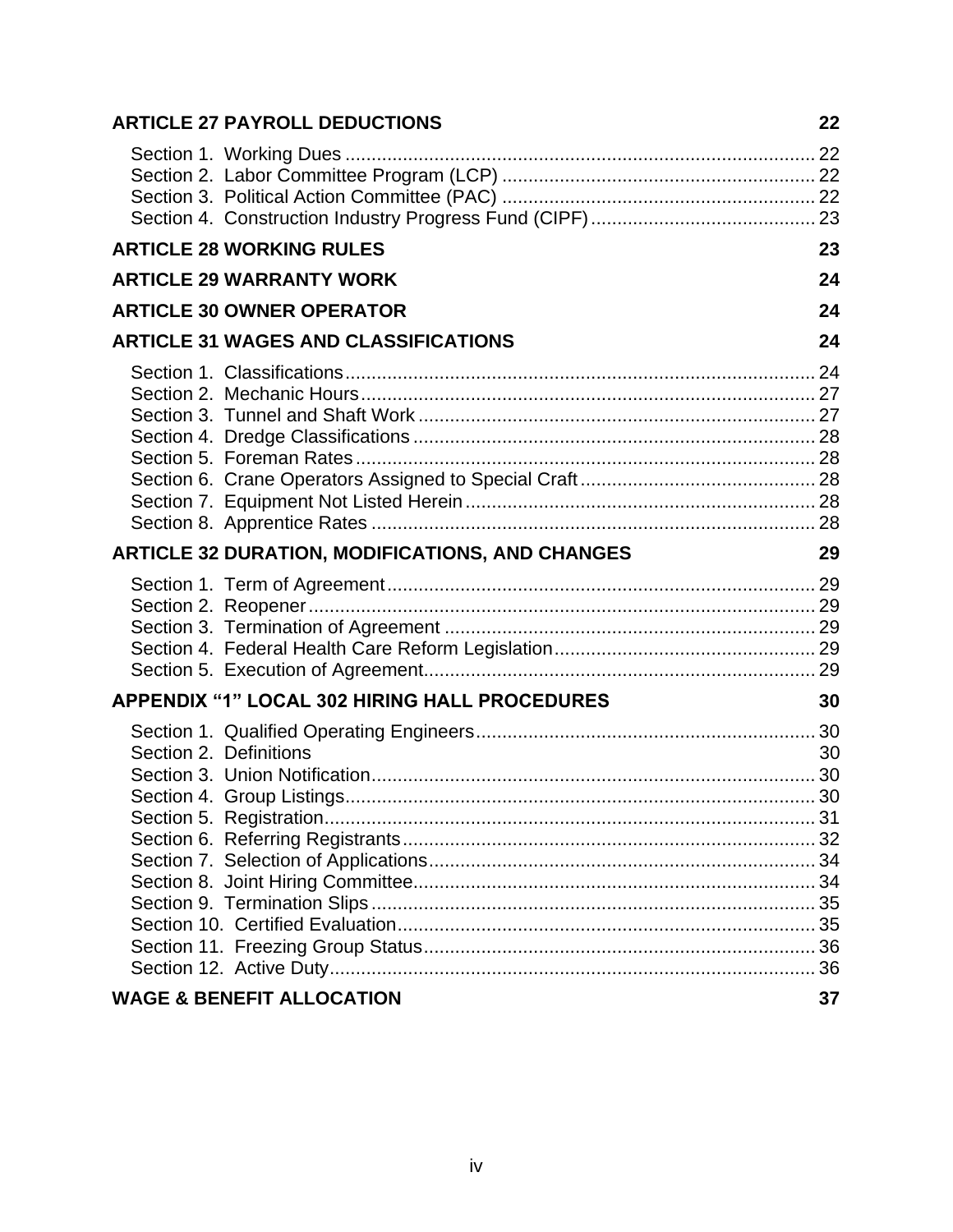**ARTICLE 27 PAYROLL DEDUCTIONS** 22

Section 1. Working Dues ... 22
Section 2. Labor Committee Program (LCP) ... 22
Section 3. Political Action Committee (PAC) ... 22
Section 4. Construction Industry Progress Fund (CIPF) ... 23

**ARTICLE 28 WORKING RULES** 23

**ARTICLE 29 WARRANTY WORK** 24

**ARTICLE 30 OWNER OPERATOR** 24

**ARTICLE 31 WAGES AND CLASSIFICATIONS** 24

Section 1. Classifications ... 24
Section 2. Mechanic Hours ... 27
Section 3. Tunnel and Shaft Work ... 27
Section 4. Dredge Classifications ... 28
Section 5. Foreman Rates ... 28
Section 6. Crane Operators Assigned to Special Craft ... 28
Section 7. Equipment Not Listed Herein ... 28
Section 8. Apprentice Rates ... 28

**ARTICLE 32 DURATION, MODIFICATIONS, AND CHANGES** 29

Section 1. Term of Agreement ... 29
Section 2. Reopener ... 29
Section 3. Termination of Agreement ... 29
Section 4. Federal Health Care Reform Legislation ... 29
Section 5. Execution of Agreement ... 29

**APPENDIX "1" LOCAL 302 HIRING HALL PROCEDURES** 30

Section 1. Qualified Operating Engineers ... 30
Section 2. Definitions 30
Section 3. Union Notification ... 30
Section 4. Group Listings ... 30
Section 5. Registration ... 31
Section 6. Referring Registrants ... 32
Section 7. Selection of Applications ... 34
Section 8. Joint Hiring Committee ... 34
Section 9. Termination Slips ... 35
Section 10. Certified Evaluation ... 35
Section 11. Freezing Group Status ... 36
Section 12. Active Duty ... 36

**WAGE & BENEFIT ALLOCATION** 37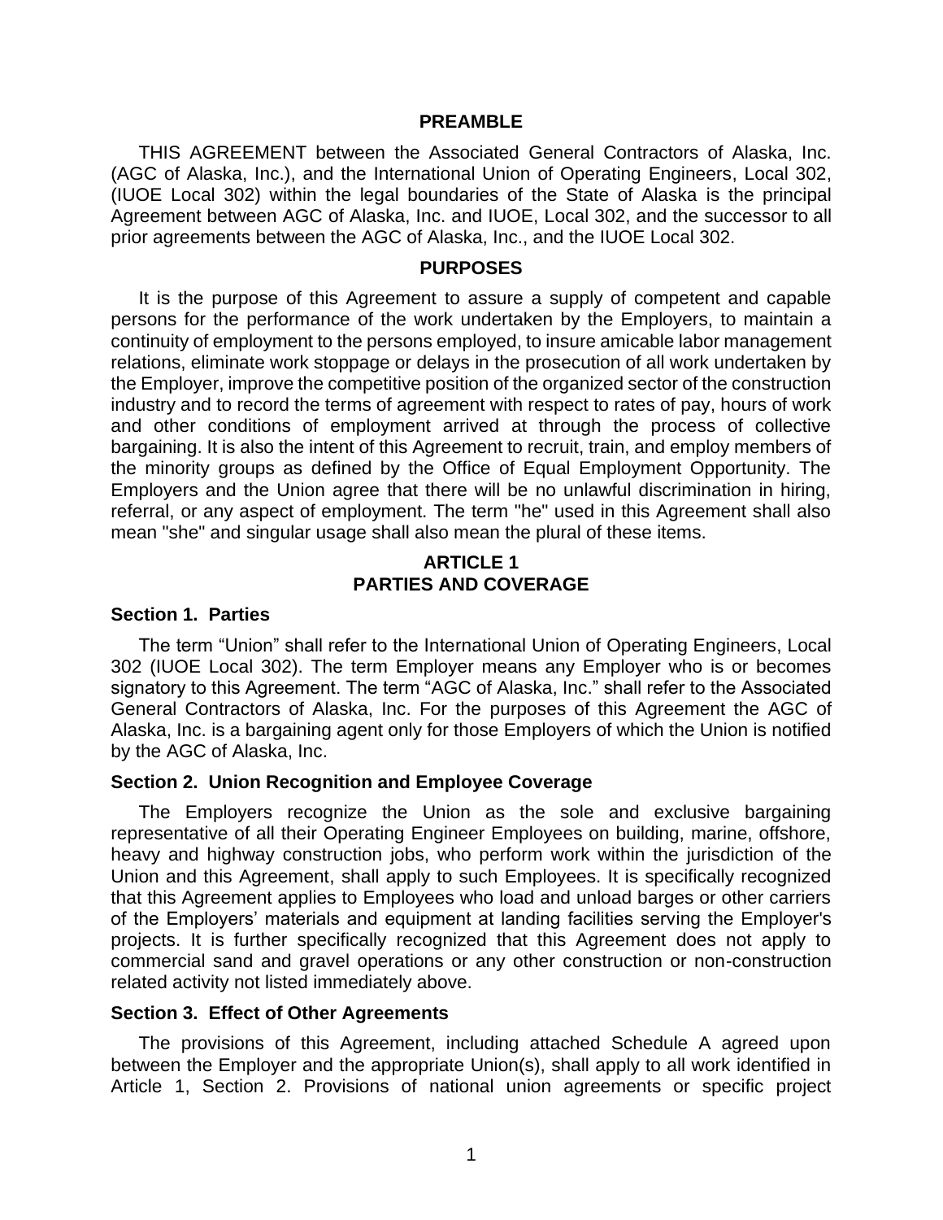## PREAMBLE

THIS AGREEMENT between the Associated General Contractors of Alaska, Inc. (AGC of Alaska, Inc.), and the International Union of Operating Engineers, Local 302, (IUOE Local 302) within the legal boundaries of the State of Alaska is the principal Agreement between AGC of Alaska, Inc. and IUOE, Local 302, and the successor to all prior agreements between the AGC of Alaska, Inc., and the IUOE Local 302.

## PURPOSES

It is the purpose of this Agreement to assure a supply of competent and capable persons for the performance of the work undertaken by the Employers, to maintain a continuity of employment to the persons employed, to insure amicable labor management relations, eliminate work stoppage or delays in the prosecution of all work undertaken by the Employer, improve the competitive position of the organized sector of the construction industry and to record the terms of agreement with respect to rates of pay, hours of work and other conditions of employment arrived at through the process of collective bargaining. It is also the intent of this Agreement to recruit, train, and employ members of the minority groups as defined by the Office of Equal Employment Opportunity. The Employers and the Union agree that there will be no unlawful discrimination in hiring, referral, or any aspect of employment. The term "he" used in this Agreement shall also mean "she" and singular usage shall also mean the plural of these items.

## ARTICLE 1
## PARTIES AND COVERAGE

### Section 1. Parties

The term “Union” shall refer to the International Union of Operating Engineers, Local 302 (IUOE Local 302). The term Employer means any Employer who is or becomes signatory to this Agreement. The term “AGC of Alaska, Inc.” shall refer to the Associated General Contractors of Alaska, Inc. For the purposes of this Agreement the AGC of Alaska, Inc. is a bargaining agent only for those Employers of which the Union is notified by the AGC of Alaska, Inc.

### Section 2. Union Recognition and Employee Coverage

The Employers recognize the Union as the sole and exclusive bargaining representative of all their Operating Engineer Employees on building, marine, offshore, heavy and highway construction jobs, who perform work within the jurisdiction of the Union and this Agreement, shall apply to such Employees. It is specifically recognized that this Agreement applies to Employees who load and unload barges or other carriers of the Employers’ materials and equipment at landing facilities serving the Employer's projects. It is further specifically recognized that this Agreement does not apply to commercial sand and gravel operations or any other construction or non-construction related activity not listed immediately above.

### Section 3. Effect of Other Agreements

The provisions of this Agreement, including attached Schedule A agreed upon between the Employer and the appropriate Union(s), shall apply to all work identified in Article 1, Section 2. Provisions of national union agreements or specific project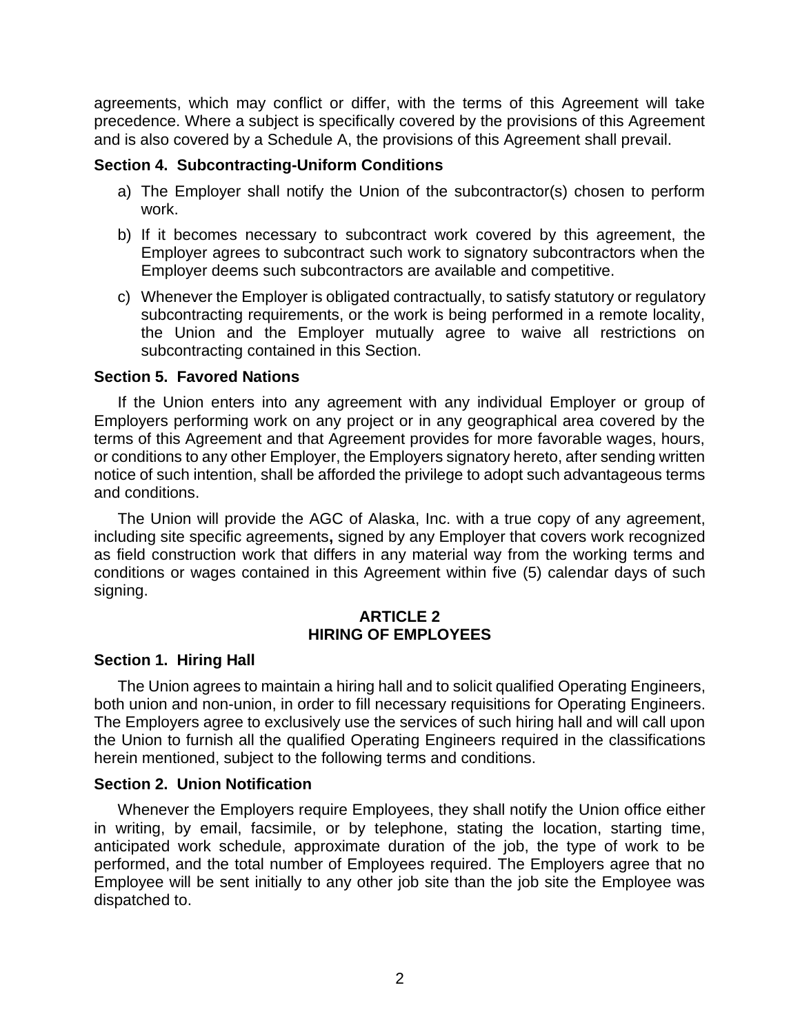agreements, which may conflict or differ, with the terms of this Agreement will take precedence. Where a subject is specifically covered by the provisions of this Agreement and is also covered by a Schedule A, the provisions of this Agreement shall prevail.

**Section 4. Subcontracting-Uniform Conditions**

a) The Employer shall notify the Union of the subcontractor(s) chosen to perform work.

b) If it becomes necessary to subcontract work covered by this agreement, the Employer agrees to subcontract such work to signatory subcontractors when the Employer deems such subcontractors are available and competitive.

c) Whenever the Employer is obligated contractually, to satisfy statutory or regulatory subcontracting requirements, or the work is being performed in a remote locality, the Union and the Employer mutually agree to waive all restrictions on subcontracting contained in this Section.

**Section 5. Favored Nations**

If the Union enters into any agreement with any individual Employer or group of Employers performing work on any project or in any geographical area covered by the terms of this Agreement and that Agreement provides for more favorable wages, hours, or conditions to any other Employer, the Employers signatory hereto, after sending written notice of such intention, shall be afforded the privilege to adopt such advantageous terms and conditions.

The Union will provide the AGC of Alaska, Inc. with a true copy of any agreement, including site specific agreements**,** signed by any Employer that covers work recognized as field construction work that differs in any material way from the working terms and conditions or wages contained in this Agreement within five (5) calendar days of such signing.

## ARTICLE 2
## HIRING OF EMPLOYEES

**Section 1. Hiring Hall**

The Union agrees to maintain a hiring hall and to solicit qualified Operating Engineers, both union and non-union, in order to fill necessary requisitions for Operating Engineers. The Employers agree to exclusively use the services of such hiring hall and will call upon the Union to furnish all the qualified Operating Engineers required in the classifications herein mentioned, subject to the following terms and conditions.

**Section 2. Union Notification**

Whenever the Employers require Employees, they shall notify the Union office either in writing, by email, facsimile, or by telephone, stating the location, starting time, anticipated work schedule, approximate duration of the job, the type of work to be performed, and the total number of Employees required. The Employers agree that no Employee will be sent initially to any other job site than the job site the Employee was dispatched to.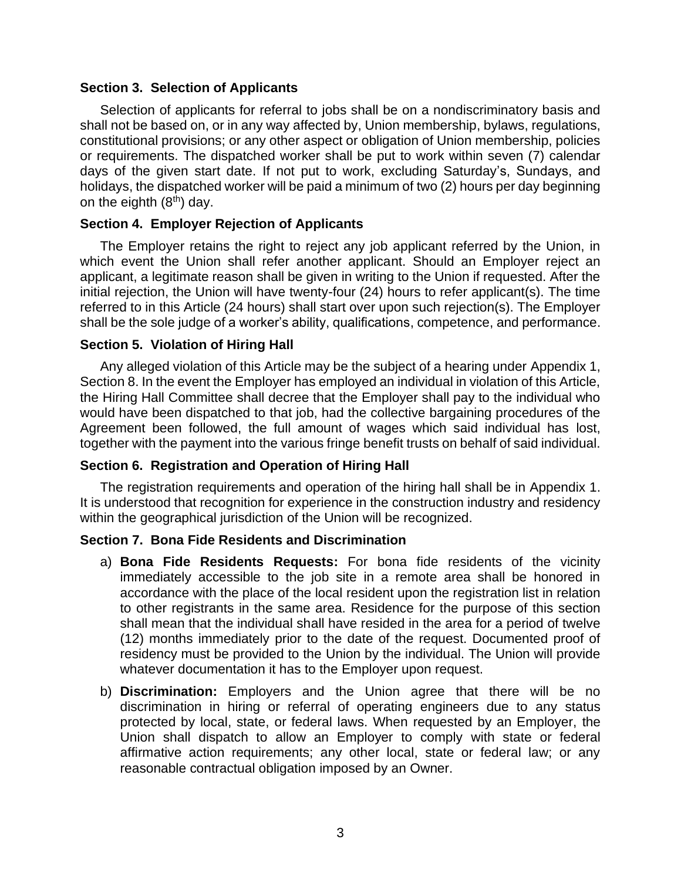### Section 3. Selection of Applicants

Selection of applicants for referral to jobs shall be on a nondiscriminatory basis and shall not be based on, or in any way affected by, Union membership, bylaws, regulations, constitutional provisions; or any other aspect or obligation of Union membership, policies or requirements. The dispatched worker shall be put to work within seven (7) calendar days of the given start date. If not put to work, excluding Saturday's, Sundays, and holidays, the dispatched worker will be paid a minimum of two (2) hours per day beginning on the eighth (8th) day.

### Section 4. Employer Rejection of Applicants

The Employer retains the right to reject any job applicant referred by the Union, in which event the Union shall refer another applicant. Should an Employer reject an applicant, a legitimate reason shall be given in writing to the Union if requested. After the initial rejection, the Union will have twenty-four (24) hours to refer applicant(s). The time referred to in this Article (24 hours) shall start over upon such rejection(s). The Employer shall be the sole judge of a worker's ability, qualifications, competence, and performance.

### Section 5. Violation of Hiring Hall

Any alleged violation of this Article may be the subject of a hearing under Appendix 1, Section 8. In the event the Employer has employed an individual in violation of this Article, the Hiring Hall Committee shall decree that the Employer shall pay to the individual who would have been dispatched to that job, had the collective bargaining procedures of the Agreement been followed, the full amount of wages which said individual has lost, together with the payment into the various fringe benefit trusts on behalf of said individual.

### Section 6. Registration and Operation of Hiring Hall

The registration requirements and operation of the hiring hall shall be in Appendix 1. It is understood that recognition for experience in the construction industry and residency within the geographical jurisdiction of the Union will be recognized.

### Section 7. Bona Fide Residents and Discrimination

a) **Bona Fide Residents Requests:** For bona fide residents of the vicinity immediately accessible to the job site in a remote area shall be honored in accordance with the place of the local resident upon the registration list in relation to other registrants in the same area. Residence for the purpose of this section shall mean that the individual shall have resided in the area for a period of twelve (12) months immediately prior to the date of the request. Documented proof of residency must be provided to the Union by the individual. The Union will provide whatever documentation it has to the Employer upon request.

b) **Discrimination:** Employers and the Union agree that there will be no discrimination in hiring or referral of operating engineers due to any status protected by local, state, or federal laws. When requested by an Employer, the Union shall dispatch to allow an Employer to comply with state or federal affirmative action requirements; any other local, state or federal law; or any reasonable contractual obligation imposed by an Owner.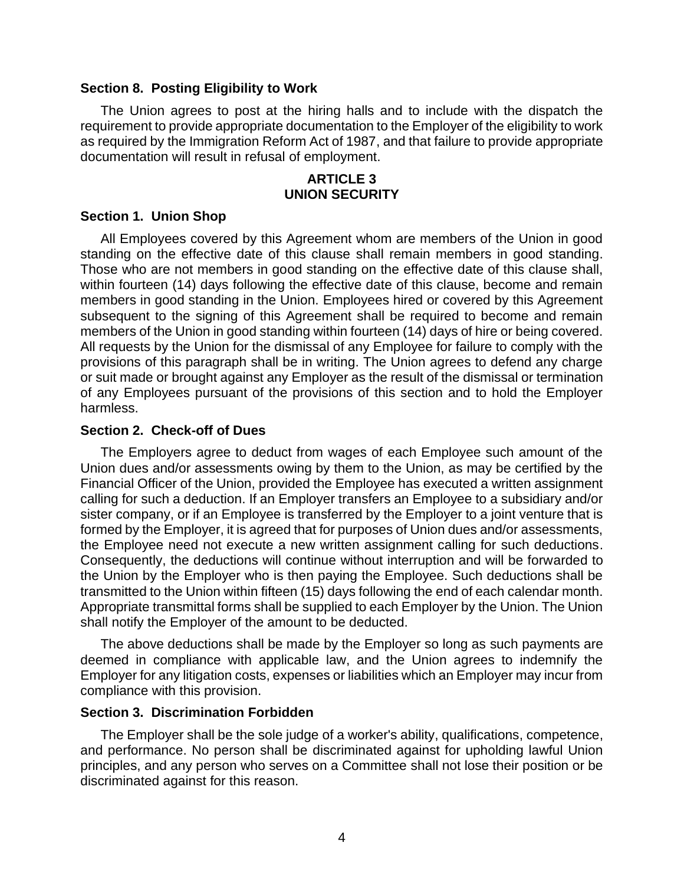### Section 8. Posting Eligibility to Work

The Union agrees to post at the hiring halls and to include with the dispatch the requirement to provide appropriate documentation to the Employer of the eligibility to work as required by the Immigration Reform Act of 1987, and that failure to provide appropriate documentation will result in refusal of employment.

## ARTICLE 3
## UNION SECURITY

### Section 1. Union Shop

All Employees covered by this Agreement whom are members of the Union in good standing on the effective date of this clause shall remain members in good standing. Those who are not members in good standing on the effective date of this clause shall, within fourteen (14) days following the effective date of this clause, become and remain members in good standing in the Union. Employees hired or covered by this Agreement subsequent to the signing of this Agreement shall be required to become and remain members of the Union in good standing within fourteen (14) days of hire or being covered. All requests by the Union for the dismissal of any Employee for failure to comply with the provisions of this paragraph shall be in writing. The Union agrees to defend any charge or suit made or brought against any Employer as the result of the dismissal or termination of any Employees pursuant of the provisions of this section and to hold the Employer harmless.

### Section 2. Check-off of Dues

The Employers agree to deduct from wages of each Employee such amount of the Union dues and/or assessments owing by them to the Union, as may be certified by the Financial Officer of the Union, provided the Employee has executed a written assignment calling for such a deduction. If an Employer transfers an Employee to a subsidiary and/or sister company, or if an Employee is transferred by the Employer to a joint venture that is formed by the Employer, it is agreed that for purposes of Union dues and/or assessments, the Employee need not execute a new written assignment calling for such deductions. Consequently, the deductions will continue without interruption and will be forwarded to the Union by the Employer who is then paying the Employee. Such deductions shall be transmitted to the Union within fifteen (15) days following the end of each calendar month. Appropriate transmittal forms shall be supplied to each Employer by the Union. The Union shall notify the Employer of the amount to be deducted.

The above deductions shall be made by the Employer so long as such payments are deemed in compliance with applicable law, and the Union agrees to indemnify the Employer for any litigation costs, expenses or liabilities which an Employer may incur from compliance with this provision.

### Section 3. Discrimination Forbidden

The Employer shall be the sole judge of a worker's ability, qualifications, competence, and performance. No person shall be discriminated against for upholding lawful Union principles, and any person who serves on a Committee shall not lose their position or be discriminated against for this reason.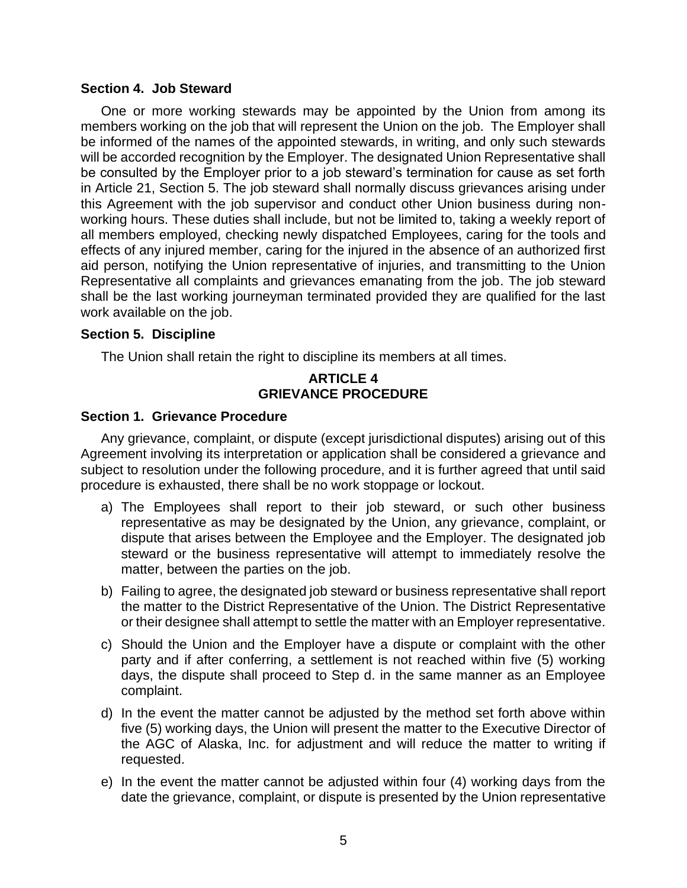### Section 4. Job Steward

One or more working stewards may be appointed by the Union from among its members working on the job that will represent the Union on the job. The Employer shall be informed of the names of the appointed stewards, in writing, and only such stewards will be accorded recognition by the Employer. The designated Union Representative shall be consulted by the Employer prior to a job steward's termination for cause as set forth in Article 21, Section 5. The job steward shall normally discuss grievances arising under this Agreement with the job supervisor and conduct other Union business during non-working hours. These duties shall include, but not be limited to, taking a weekly report of all members employed, checking newly dispatched Employees, caring for the tools and effects of any injured member, caring for the injured in the absence of an authorized first aid person, notifying the Union representative of injuries, and transmitting to the Union Representative all complaints and grievances emanating from the job. The job steward shall be the last working journeyman terminated provided they are qualified for the last work available on the job.

### Section 5. Discipline

The Union shall retain the right to discipline its members at all times.

## ARTICLE 4
## GRIEVANCE PROCEDURE

### Section 1. Grievance Procedure

Any grievance, complaint, or dispute (except jurisdictional disputes) arising out of this Agreement involving its interpretation or application shall be considered a grievance and subject to resolution under the following procedure, and it is further agreed that until said procedure is exhausted, there shall be no work stoppage or lockout.

a) The Employees shall report to their job steward, or such other business representative as may be designated by the Union, any grievance, complaint, or dispute that arises between the Employee and the Employer. The designated job steward or the business representative will attempt to immediately resolve the matter, between the parties on the job.

b) Failing to agree, the designated job steward or business representative shall report the matter to the District Representative of the Union. The District Representative or their designee shall attempt to settle the matter with an Employer representative.

c) Should the Union and the Employer have a dispute or complaint with the other party and if after conferring, a settlement is not reached within five (5) working days, the dispute shall proceed to Step d. in the same manner as an Employee complaint.

d) In the event the matter cannot be adjusted by the method set forth above within five (5) working days, the Union will present the matter to the Executive Director of the AGC of Alaska, Inc. for adjustment and will reduce the matter to writing if requested.

e) In the event the matter cannot be adjusted within four (4) working days from the date the grievance, complaint, or dispute is presented by the Union representative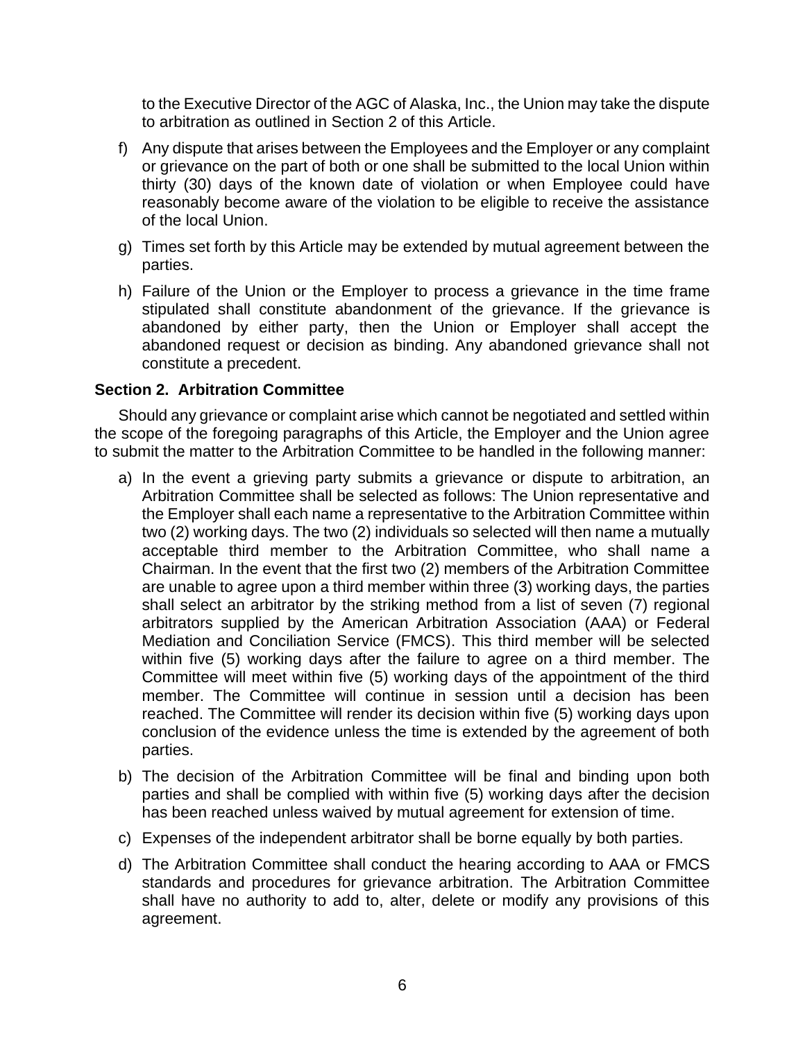to the Executive Director of the AGC of Alaska, Inc., the Union may take the dispute to arbitration as outlined in Section 2 of this Article.

f) Any dispute that arises between the Employees and the Employer or any complaint or grievance on the part of both or one shall be submitted to the local Union within thirty (30) days of the known date of violation or when Employee could have reasonably become aware of the violation to be eligible to receive the assistance of the local Union.

g) Times set forth by this Article may be extended by mutual agreement between the parties.

h) Failure of the Union or the Employer to process a grievance in the time frame stipulated shall constitute abandonment of the grievance. If the grievance is abandoned by either party, then the Union or Employer shall accept the abandoned request or decision as binding. Any abandoned grievance shall not constitute a precedent.

### Section 2. Arbitration Committee

Should any grievance or complaint arise which cannot be negotiated and settled within the scope of the foregoing paragraphs of this Article, the Employer and the Union agree to submit the matter to the Arbitration Committee to be handled in the following manner:

a) In the event a grieving party submits a grievance or dispute to arbitration, an Arbitration Committee shall be selected as follows: The Union representative and the Employer shall each name a representative to the Arbitration Committee within two (2) working days. The two (2) individuals so selected will then name a mutually acceptable third member to the Arbitration Committee, who shall name a Chairman. In the event that the first two (2) members of the Arbitration Committee are unable to agree upon a third member within three (3) working days, the parties shall select an arbitrator by the striking method from a list of seven (7) regional arbitrators supplied by the American Arbitration Association (AAA) or Federal Mediation and Conciliation Service (FMCS). This third member will be selected within five (5) working days after the failure to agree on a third member. The Committee will meet within five (5) working days of the appointment of the third member. The Committee will continue in session until a decision has been reached. The Committee will render its decision within five (5) working days upon conclusion of the evidence unless the time is extended by the agreement of both parties.

b) The decision of the Arbitration Committee will be final and binding upon both parties and shall be complied with within five (5) working days after the decision has been reached unless waived by mutual agreement for extension of time.

c) Expenses of the independent arbitrator shall be borne equally by both parties.

d) The Arbitration Committee shall conduct the hearing according to AAA or FMCS standards and procedures for grievance arbitration. The Arbitration Committee shall have no authority to add to, alter, delete or modify any provisions of this agreement.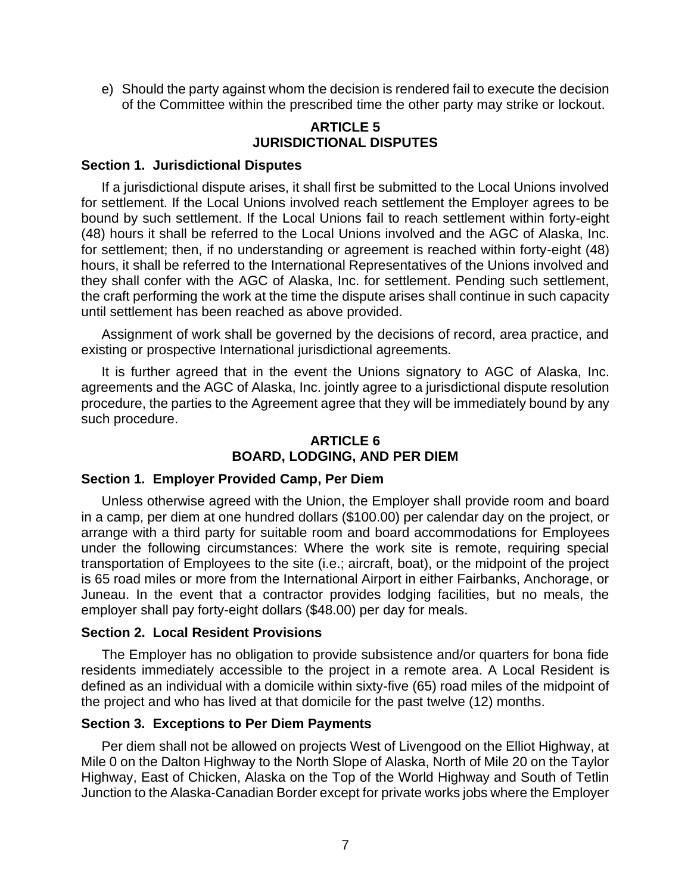e) Should the party against whom the decision is rendered fail to execute the decision of the Committee within the prescribed time the other party may strike or lockout.

## ARTICLE 5
## JURISDICTIONAL DISPUTES

### Section 1. Jurisdictional Disputes

If a jurisdictional dispute arises, it shall first be submitted to the Local Unions involved for settlement. If the Local Unions involved reach settlement the Employer agrees to be bound by such settlement. If the Local Unions fail to reach settlement within forty-eight (48) hours it shall be referred to the Local Unions involved and the AGC of Alaska, Inc. for settlement; then, if no understanding or agreement is reached within forty-eight (48) hours, it shall be referred to the International Representatives of the Unions involved and they shall confer with the AGC of Alaska, Inc. for settlement. Pending such settlement, the craft performing the work at the time the dispute arises shall continue in such capacity until settlement has been reached as above provided.

Assignment of work shall be governed by the decisions of record, area practice, and existing or prospective International jurisdictional agreements.

It is further agreed that in the event the Unions signatory to AGC of Alaska, Inc. agreements and the AGC of Alaska, Inc. jointly agree to a jurisdictional dispute resolution procedure, the parties to the Agreement agree that they will be immediately bound by any such procedure.

## ARTICLE 6
## BOARD, LODGING, AND PER DIEM

### Section 1. Employer Provided Camp, Per Diem

Unless otherwise agreed with the Union, the Employer shall provide room and board in a camp, per diem at one hundred dollars ($100.00) per calendar day on the project, or arrange with a third party for suitable room and board accommodations for Employees under the following circumstances: Where the work site is remote, requiring special transportation of Employees to the site (i.e.; aircraft, boat), or the midpoint of the project is 65 road miles or more from the International Airport in either Fairbanks, Anchorage, or Juneau. In the event that a contractor provides lodging facilities, but no meals, the employer shall pay forty-eight dollars ($48.00) per day for meals.

### Section 2. Local Resident Provisions

The Employer has no obligation to provide subsistence and/or quarters for bona fide residents immediately accessible to the project in a remote area. A Local Resident is defined as an individual with a domicile within sixty-five (65) road miles of the midpoint of the project and who has lived at that domicile for the past twelve (12) months.

### Section 3. Exceptions to Per Diem Payments

Per diem shall not be allowed on projects West of Livengood on the Elliot Highway, at Mile 0 on the Dalton Highway to the North Slope of Alaska, North of Mile 20 on the Taylor Highway, East of Chicken, Alaska on the Top of the World Highway and South of Tetlin Junction to the Alaska-Canadian Border except for private works jobs where the Employer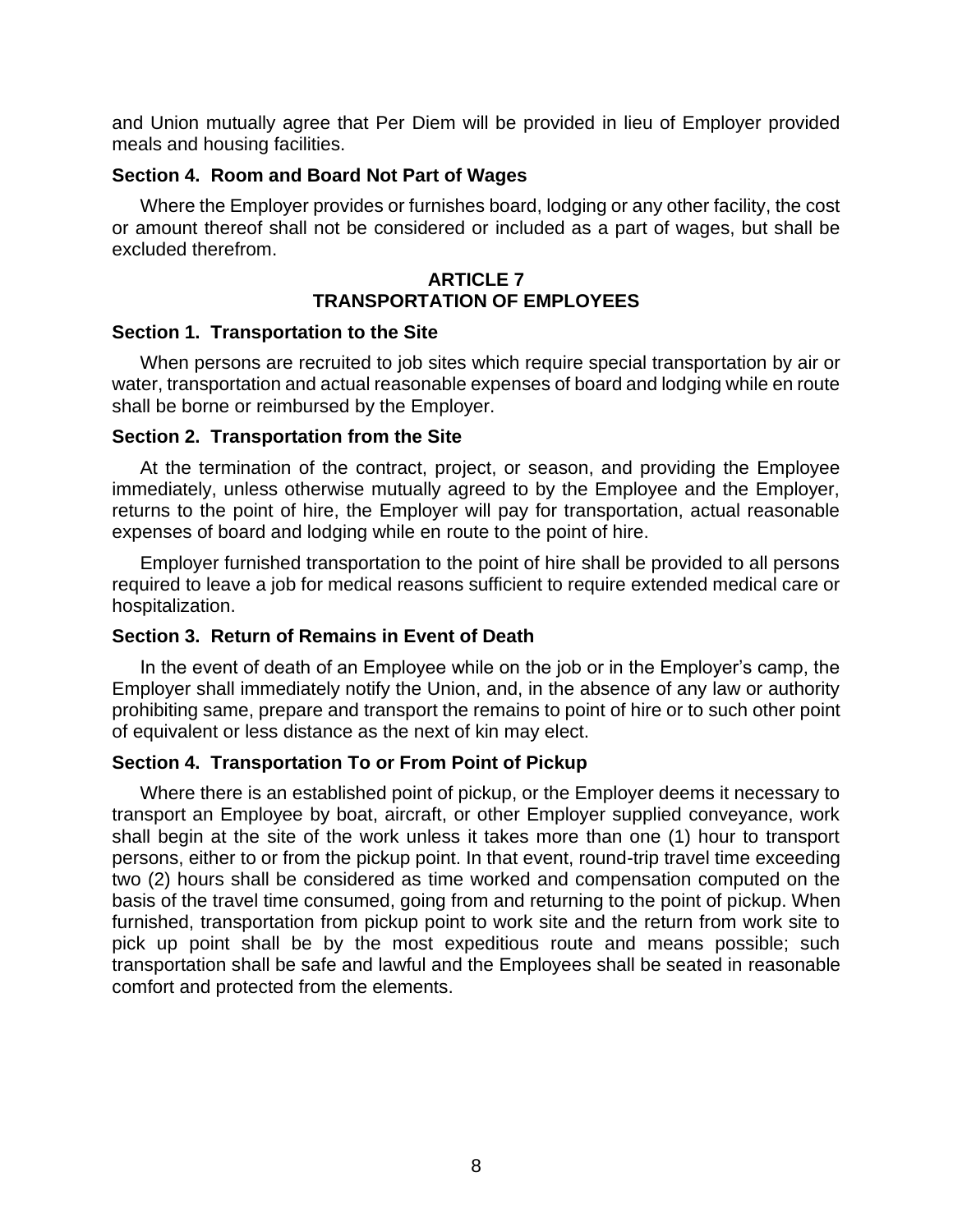and Union mutually agree that Per Diem will be provided in lieu of Employer provided meals and housing facilities.

### Section 4. Room and Board Not Part of Wages

Where the Employer provides or furnishes board, lodging or any other facility, the cost or amount thereof shall not be considered or included as a part of wages, but shall be excluded therefrom.

## ARTICLE 7
## TRANSPORTATION OF EMPLOYEES

### Section 1. Transportation to the Site

When persons are recruited to job sites which require special transportation by air or water, transportation and actual reasonable expenses of board and lodging while en route shall be borne or reimbursed by the Employer.

### Section 2. Transportation from the Site

At the termination of the contract, project, or season, and providing the Employee immediately, unless otherwise mutually agreed to by the Employee and the Employer, returns to the point of hire, the Employer will pay for transportation, actual reasonable expenses of board and lodging while en route to the point of hire.

Employer furnished transportation to the point of hire shall be provided to all persons required to leave a job for medical reasons sufficient to require extended medical care or hospitalization.

### Section 3. Return of Remains in Event of Death

In the event of death of an Employee while on the job or in the Employer's camp, the Employer shall immediately notify the Union, and, in the absence of any law or authority prohibiting same, prepare and transport the remains to point of hire or to such other point of equivalent or less distance as the next of kin may elect.

### Section 4. Transportation To or From Point of Pickup

Where there is an established point of pickup, or the Employer deems it necessary to transport an Employee by boat, aircraft, or other Employer supplied conveyance, work shall begin at the site of the work unless it takes more than one (1) hour to transport persons, either to or from the pickup point. In that event, round-trip travel time exceeding two (2) hours shall be considered as time worked and compensation computed on the basis of the travel time consumed, going from and returning to the point of pickup. When furnished, transportation from pickup point to work site and the return from work site to pick up point shall be by the most expeditious route and means possible; such transportation shall be safe and lawful and the Employees shall be seated in reasonable comfort and protected from the elements.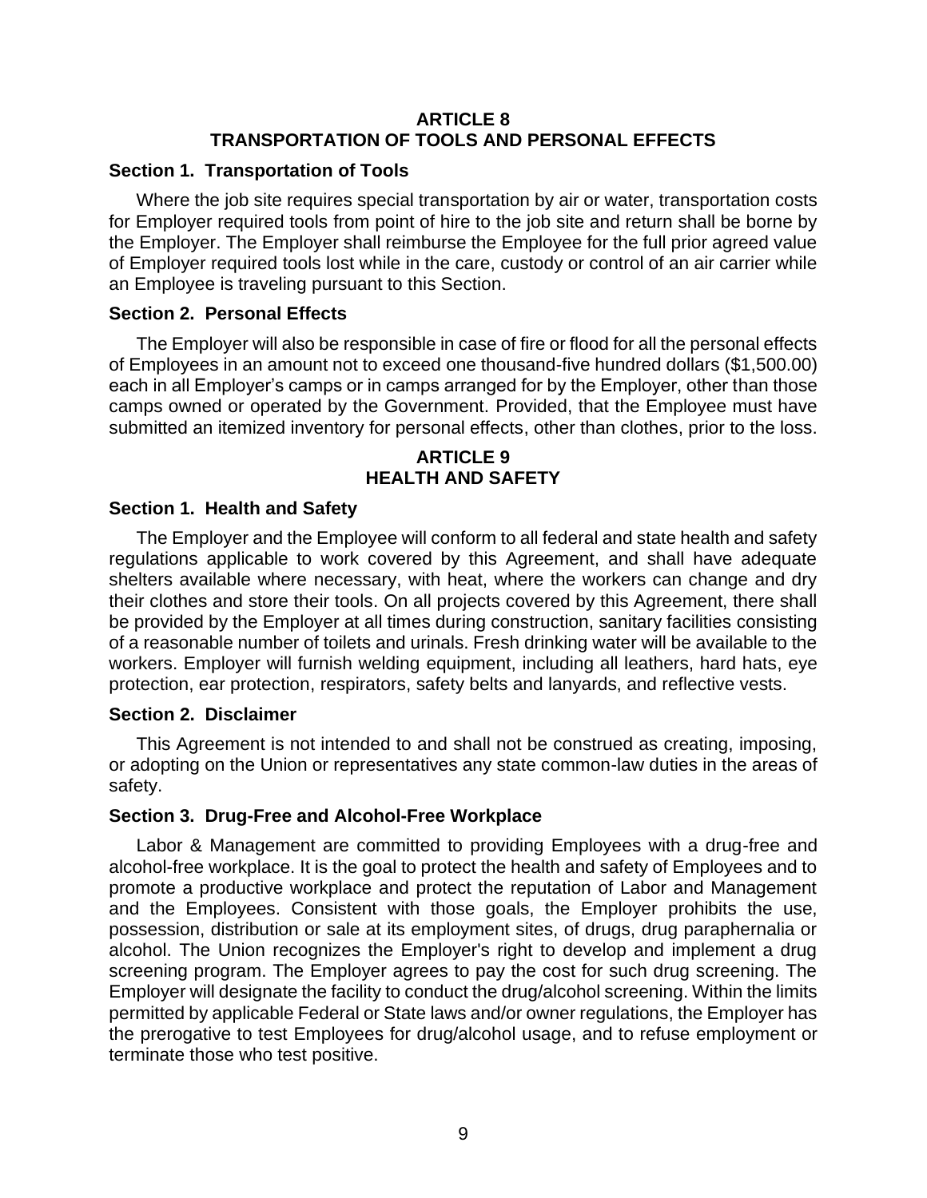## ARTICLE 8
## TRANSPORTATION OF TOOLS AND PERSONAL EFFECTS

### Section 1. Transportation of Tools

Where the job site requires special transportation by air or water, transportation costs for Employer required tools from point of hire to the job site and return shall be borne by the Employer. The Employer shall reimburse the Employee for the full prior agreed value of Employer required tools lost while in the care, custody or control of an air carrier while an Employee is traveling pursuant to this Section.

### Section 2. Personal Effects

The Employer will also be responsible in case of fire or flood for all the personal effects of Employees in an amount not to exceed one thousand-five hundred dollars ($1,500.00) each in all Employer's camps or in camps arranged for by the Employer, other than those camps owned or operated by the Government. Provided, that the Employee must have submitted an itemized inventory for personal effects, other than clothes, prior to the loss.

## ARTICLE 9
## HEALTH AND SAFETY

### Section 1. Health and Safety

The Employer and the Employee will conform to all federal and state health and safety regulations applicable to work covered by this Agreement, and shall have adequate shelters available where necessary, with heat, where the workers can change and dry their clothes and store their tools. On all projects covered by this Agreement, there shall be provided by the Employer at all times during construction, sanitary facilities consisting of a reasonable number of toilets and urinals. Fresh drinking water will be available to the workers. Employer will furnish welding equipment, including all leathers, hard hats, eye protection, ear protection, respirators, safety belts and lanyards, and reflective vests.

### Section 2. Disclaimer

This Agreement is not intended to and shall not be construed as creating, imposing, or adopting on the Union or representatives any state common-law duties in the areas of safety.

### Section 3. Drug-Free and Alcohol-Free Workplace

Labor & Management are committed to providing Employees with a drug-free and alcohol-free workplace. It is the goal to protect the health and safety of Employees and to promote a productive workplace and protect the reputation of Labor and Management and the Employees. Consistent with those goals, the Employer prohibits the use, possession, distribution or sale at its employment sites, of drugs, drug paraphernalia or alcohol. The Union recognizes the Employer's right to develop and implement a drug screening program. The Employer agrees to pay the cost for such drug screening. The Employer will designate the facility to conduct the drug/alcohol screening. Within the limits permitted by applicable Federal or State laws and/or owner regulations, the Employer has the prerogative to test Employees for drug/alcohol usage, and to refuse employment or terminate those who test positive.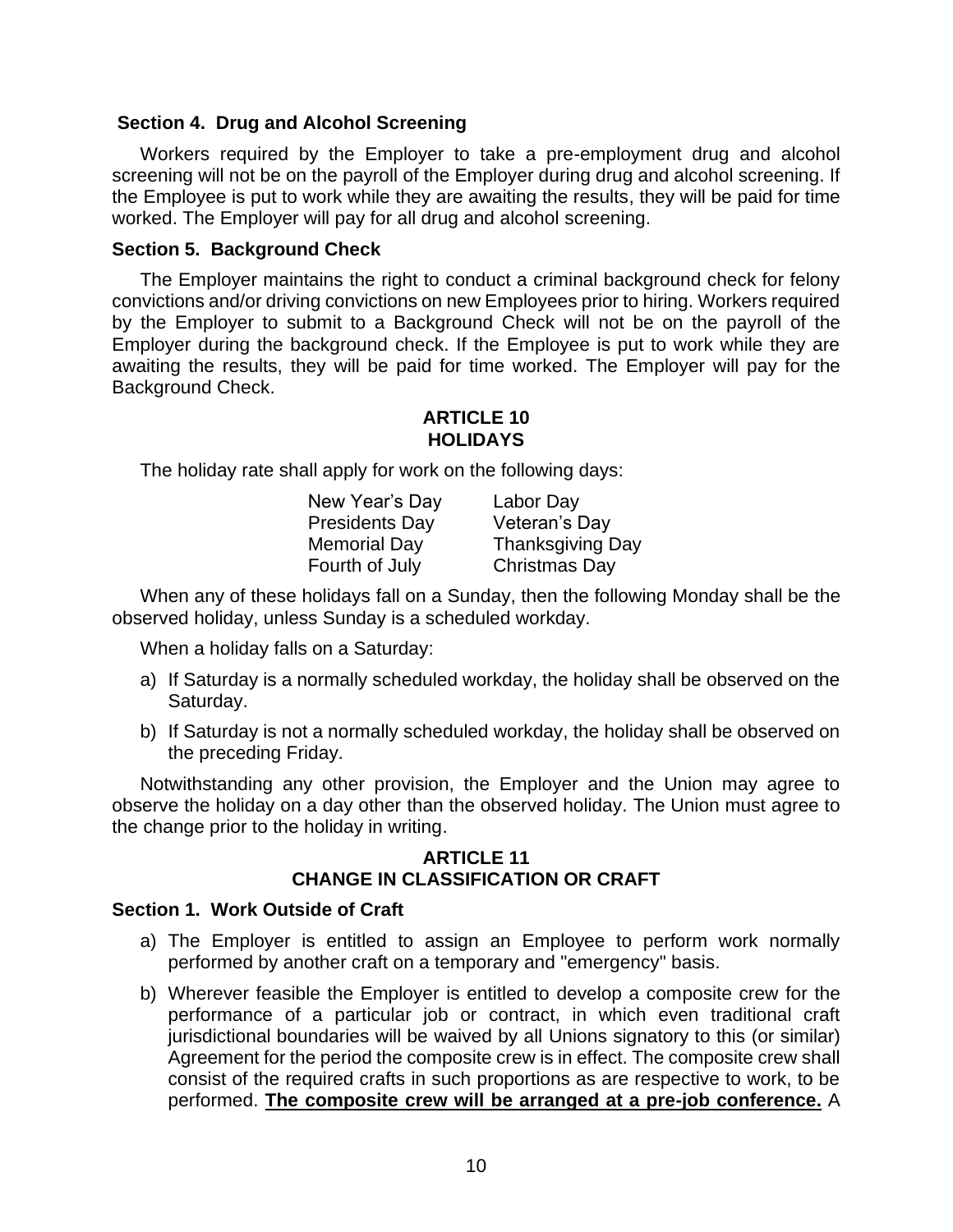### Section 4. Drug and Alcohol Screening

Workers required by the Employer to take a pre-employment drug and alcohol screening will not be on the payroll of the Employer during drug and alcohol screening. If the Employee is put to work while they are awaiting the results, they will be paid for time worked. The Employer will pay for all drug and alcohol screening.

### Section 5. Background Check

The Employer maintains the right to conduct a criminal background check for felony convictions and/or driving convictions on new Employees prior to hiring. Workers required by the Employer to submit to a Background Check will not be on the payroll of the Employer during the background check. If the Employee is put to work while they are awaiting the results, they will be paid for time worked. The Employer will pay for the Background Check.

## ARTICLE 10
## HOLIDAYS

The holiday rate shall apply for work on the following days:

| | |
|---|---|
| New Year's Day | Labor Day |
| Presidents Day | Veteran's Day |
| Memorial Day | Thanksgiving Day |
| Fourth of July | Christmas Day |

When any of these holidays fall on a Sunday, then the following Monday shall be the observed holiday, unless Sunday is a scheduled workday.

When a holiday falls on a Saturday:

a) If Saturday is a normally scheduled workday, the holiday shall be observed on the Saturday.

b) If Saturday is not a normally scheduled workday, the holiday shall be observed on the preceding Friday.

Notwithstanding any other provision, the Employer and the Union may agree to observe the holiday on a day other than the observed holiday. The Union must agree to the change prior to the holiday in writing.

## ARTICLE 11
## CHANGE IN CLASSIFICATION OR CRAFT

### Section 1. Work Outside of Craft

a) The Employer is entitled to assign an Employee to perform work normally performed by another craft on a temporary and "emergency" basis.

b) Wherever feasible the Employer is entitled to develop a composite crew for the performance of a particular job or contract, in which even traditional craft jurisdictional boundaries will be waived by all Unions signatory to this (or similar) Agreement for the period the composite crew is in effect. The composite crew shall consist of the required crafts in such proportions as are respective to work, to be performed. **The composite crew will be arranged at a pre-job conference.** A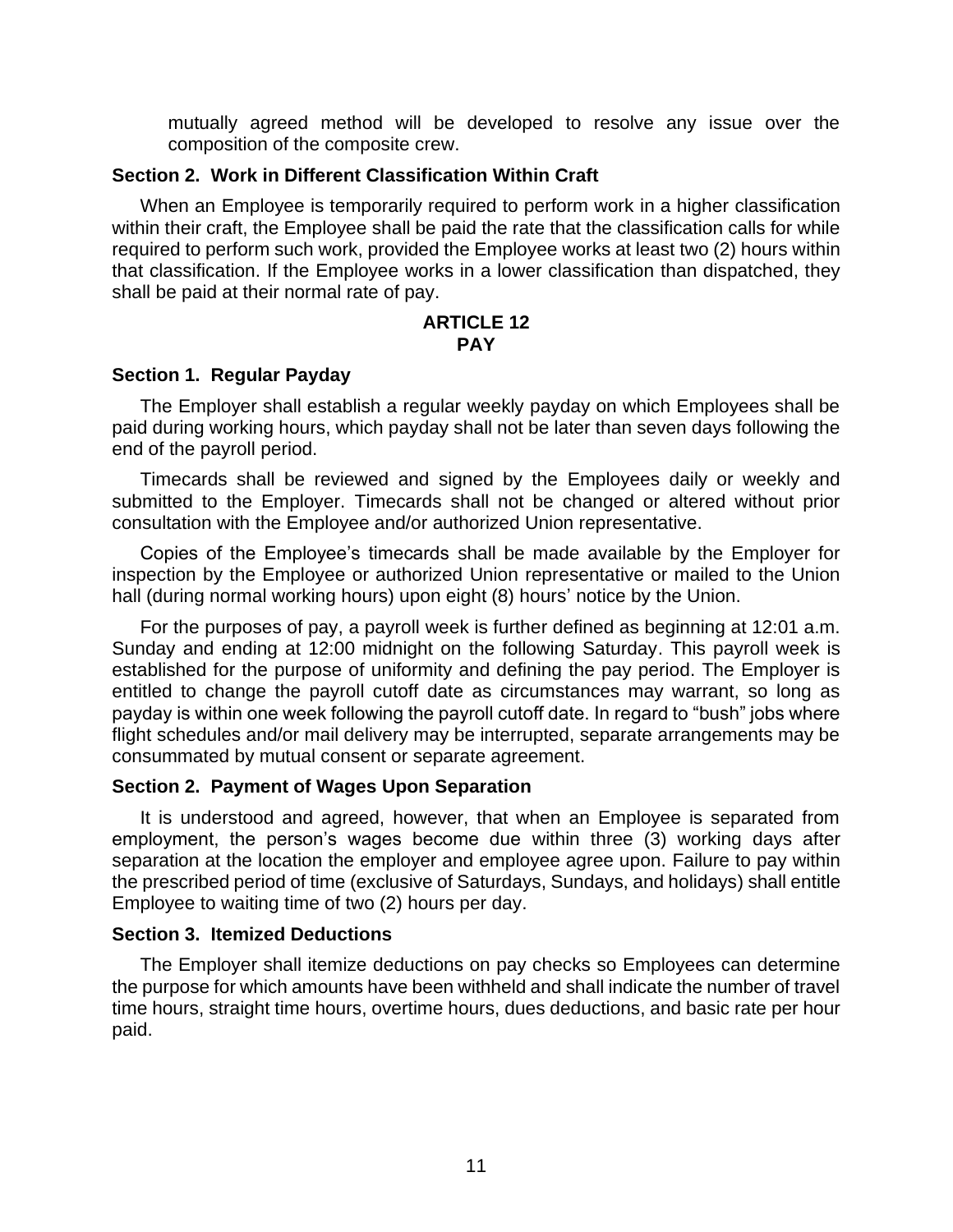mutually agreed method will be developed to resolve any issue over the composition of the composite crew.

### Section 2. Work in Different Classification Within Craft

When an Employee is temporarily required to perform work in a higher classification within their craft, the Employee shall be paid the rate that the classification calls for while required to perform such work, provided the Employee works at least two (2) hours within that classification. If the Employee works in a lower classification than dispatched, they shall be paid at their normal rate of pay.

## ARTICLE 12
## PAY

### Section 1. Regular Payday

The Employer shall establish a regular weekly payday on which Employees shall be paid during working hours, which payday shall not be later than seven days following the end of the payroll period.

Timecards shall be reviewed and signed by the Employees daily or weekly and submitted to the Employer. Timecards shall not be changed or altered without prior consultation with the Employee and/or authorized Union representative.

Copies of the Employee's timecards shall be made available by the Employer for inspection by the Employee or authorized Union representative or mailed to the Union hall (during normal working hours) upon eight (8) hours' notice by the Union.

For the purposes of pay, a payroll week is further defined as beginning at 12:01 a.m. Sunday and ending at 12:00 midnight on the following Saturday. This payroll week is established for the purpose of uniformity and defining the pay period. The Employer is entitled to change the payroll cutoff date as circumstances may warrant, so long as payday is within one week following the payroll cutoff date. In regard to "bush" jobs where flight schedules and/or mail delivery may be interrupted, separate arrangements may be consummated by mutual consent or separate agreement.

### Section 2. Payment of Wages Upon Separation

It is understood and agreed, however, that when an Employee is separated from employment, the person's wages become due within three (3) working days after separation at the location the employer and employee agree upon. Failure to pay within the prescribed period of time (exclusive of Saturdays, Sundays, and holidays) shall entitle Employee to waiting time of two (2) hours per day.

### Section 3. Itemized Deductions

The Employer shall itemize deductions on pay checks so Employees can determine the purpose for which amounts have been withheld and shall indicate the number of travel time hours, straight time hours, overtime hours, dues deductions, and basic rate per hour paid.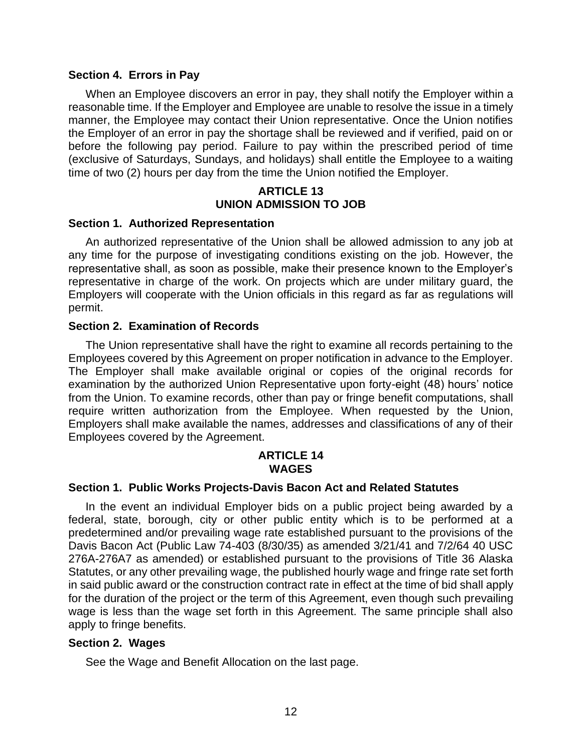### Section 4. Errors in Pay

When an Employee discovers an error in pay, they shall notify the Employer within a reasonable time. If the Employer and Employee are unable to resolve the issue in a timely manner, the Employee may contact their Union representative. Once the Union notifies the Employer of an error in pay the shortage shall be reviewed and if verified, paid on or before the following pay period. Failure to pay within the prescribed period of time (exclusive of Saturdays, Sundays, and holidays) shall entitle the Employee to a waiting time of two (2) hours per day from the time the Union notified the Employer.

## ARTICLE 13
## UNION ADMISSION TO JOB

### Section 1. Authorized Representation

An authorized representative of the Union shall be allowed admission to any job at any time for the purpose of investigating conditions existing on the job. However, the representative shall, as soon as possible, make their presence known to the Employer's representative in charge of the work. On projects which are under military guard, the Employers will cooperate with the Union officials in this regard as far as regulations will permit.

### Section 2. Examination of Records

The Union representative shall have the right to examine all records pertaining to the Employees covered by this Agreement on proper notification in advance to the Employer. The Employer shall make available original or copies of the original records for examination by the authorized Union Representative upon forty-eight (48) hours' notice from the Union. To examine records, other than pay or fringe benefit computations, shall require written authorization from the Employee. When requested by the Union, Employers shall make available the names, addresses and classifications of any of their Employees covered by the Agreement.

## ARTICLE 14
## WAGES

### Section 1. Public Works Projects-Davis Bacon Act and Related Statutes

In the event an individual Employer bids on a public project being awarded by a federal, state, borough, city or other public entity which is to be performed at a predetermined and/or prevailing wage rate established pursuant to the provisions of the Davis Bacon Act (Public Law 74-403 (8/30/35) as amended 3/21/41 and 7/2/64 40 USC 276A-276A7 as amended) or established pursuant to the provisions of Title 36 Alaska Statutes, or any other prevailing wage, the published hourly wage and fringe rate set forth in said public award or the construction contract rate in effect at the time of bid shall apply for the duration of the project or the term of this Agreement, even though such prevailing wage is less than the wage set forth in this Agreement. The same principle shall also apply to fringe benefits.

### Section 2. Wages

See the Wage and Benefit Allocation on the last page.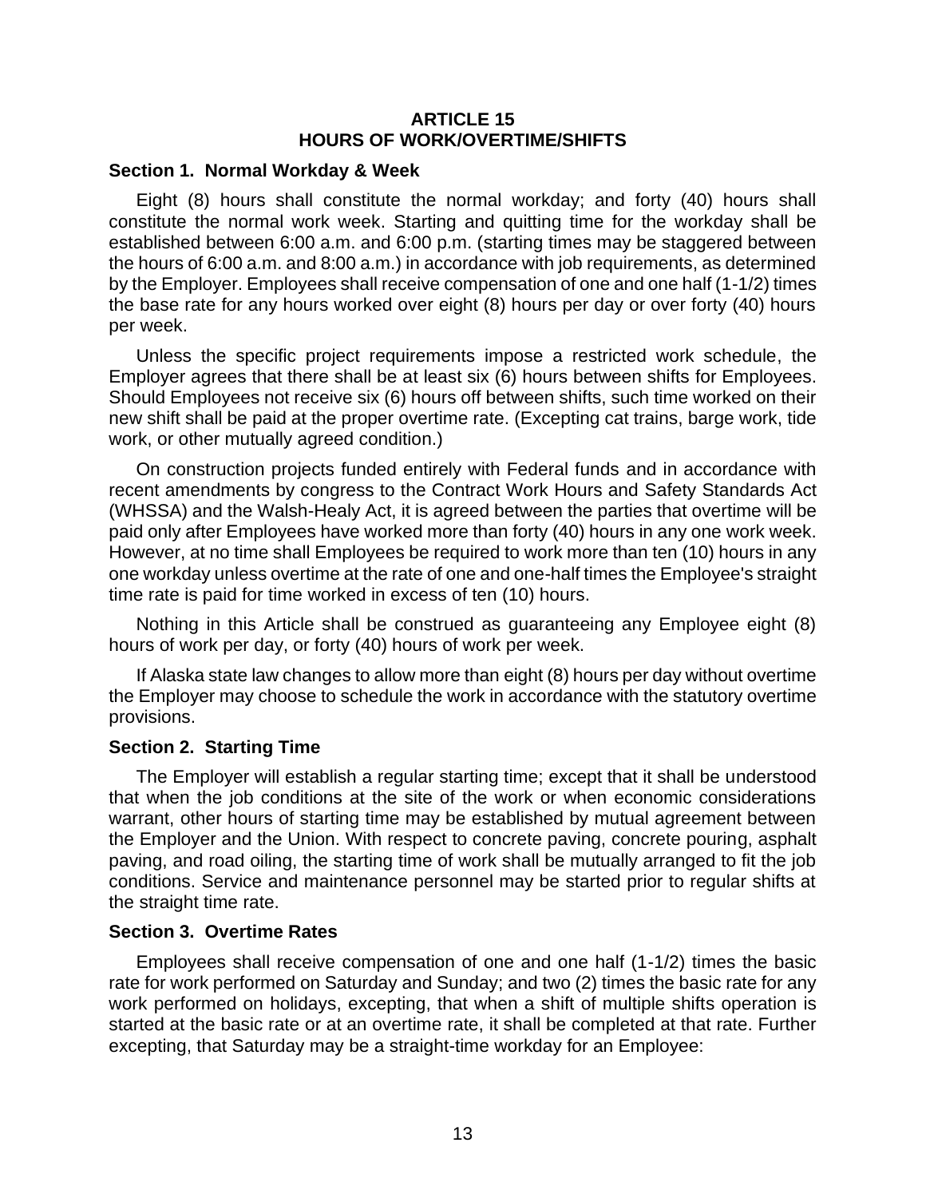## ARTICLE 15
## HOURS OF WORK/OVERTIME/SHIFTS

### Section 1. Normal Workday & Week

Eight (8) hours shall constitute the normal workday; and forty (40) hours shall constitute the normal work week. Starting and quitting time for the workday shall be established between 6:00 a.m. and 6:00 p.m. (starting times may be staggered between the hours of 6:00 a.m. and 8:00 a.m.) in accordance with job requirements, as determined by the Employer. Employees shall receive compensation of one and one half (1-1/2) times the base rate for any hours worked over eight (8) hours per day or over forty (40) hours per week.

Unless the specific project requirements impose a restricted work schedule, the Employer agrees that there shall be at least six (6) hours between shifts for Employees. Should Employees not receive six (6) hours off between shifts, such time worked on their new shift shall be paid at the proper overtime rate. (Excepting cat trains, barge work, tide work, or other mutually agreed condition.)

On construction projects funded entirely with Federal funds and in accordance with recent amendments by congress to the Contract Work Hours and Safety Standards Act (WHSSA) and the Walsh-Healy Act, it is agreed between the parties that overtime will be paid only after Employees have worked more than forty (40) hours in any one work week. However, at no time shall Employees be required to work more than ten (10) hours in any one workday unless overtime at the rate of one and one-half times the Employee's straight time rate is paid for time worked in excess of ten (10) hours.

Nothing in this Article shall be construed as guaranteeing any Employee eight (8) hours of work per day, or forty (40) hours of work per week.

If Alaska state law changes to allow more than eight (8) hours per day without overtime the Employer may choose to schedule the work in accordance with the statutory overtime provisions.

### Section 2. Starting Time

The Employer will establish a regular starting time; except that it shall be understood that when the job conditions at the site of the work or when economic considerations warrant, other hours of starting time may be established by mutual agreement between the Employer and the Union. With respect to concrete paving, concrete pouring, asphalt paving, and road oiling, the starting time of work shall be mutually arranged to fit the job conditions. Service and maintenance personnel may be started prior to regular shifts at the straight time rate.

### Section 3. Overtime Rates

Employees shall receive compensation of one and one half (1-1/2) times the basic rate for work performed on Saturday and Sunday; and two (2) times the basic rate for any work performed on holidays, excepting, that when a shift of multiple shifts operation is started at the basic rate or at an overtime rate, it shall be completed at that rate. Further excepting, that Saturday may be a straight-time workday for an Employee: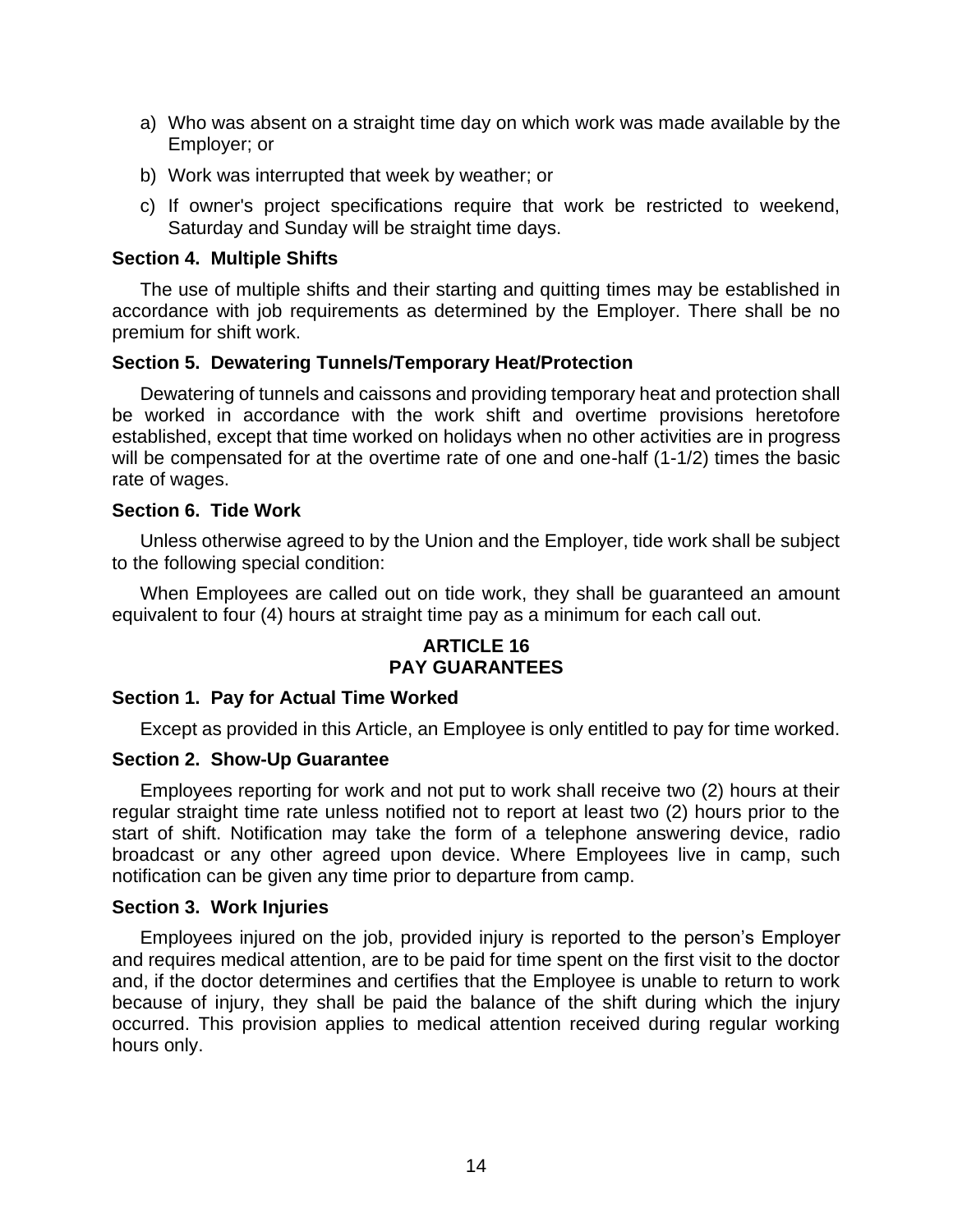a) Who was absent on a straight time day on which work was made available by the Employer; or

b) Work was interrupted that week by weather; or

c) If owner's project specifications require that work be restricted to weekend, Saturday and Sunday will be straight time days.

### Section 4. Multiple Shifts

The use of multiple shifts and their starting and quitting times may be established in accordance with job requirements as determined by the Employer. There shall be no premium for shift work.

### Section 5. Dewatering Tunnels/Temporary Heat/Protection

Dewatering of tunnels and caissons and providing temporary heat and protection shall be worked in accordance with the work shift and overtime provisions heretofore established, except that time worked on holidays when no other activities are in progress will be compensated for at the overtime rate of one and one-half (1-1/2) times the basic rate of wages.

### Section 6. Tide Work

Unless otherwise agreed to by the Union and the Employer, tide work shall be subject to the following special condition:

When Employees are called out on tide work, they shall be guaranteed an amount equivalent to four (4) hours at straight time pay as a minimum for each call out.

## ARTICLE 16
## PAY GUARANTEES

### Section 1. Pay for Actual Time Worked

Except as provided in this Article, an Employee is only entitled to pay for time worked.

### Section 2. Show-Up Guarantee

Employees reporting for work and not put to work shall receive two (2) hours at their regular straight time rate unless notified not to report at least two (2) hours prior to the start of shift. Notification may take the form of a telephone answering device, radio broadcast or any other agreed upon device. Where Employees live in camp, such notification can be given any time prior to departure from camp.

### Section 3. Work Injuries

Employees injured on the job, provided injury is reported to the person's Employer and requires medical attention, are to be paid for time spent on the first visit to the doctor and, if the doctor determines and certifies that the Employee is unable to return to work because of injury, they shall be paid the balance of the shift during which the injury occurred. This provision applies to medical attention received during regular working hours only.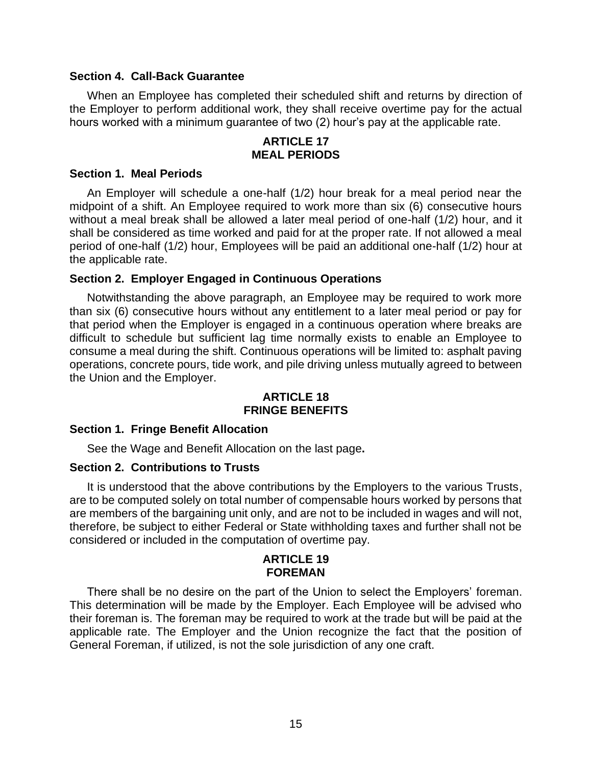### Section 4. Call-Back Guarantee

When an Employee has completed their scheduled shift and returns by direction of the Employer to perform additional work, they shall receive overtime pay for the actual hours worked with a minimum guarantee of two (2) hour's pay at the applicable rate.

## ARTICLE 17
## MEAL PERIODS

### Section 1. Meal Periods

An Employer will schedule a one-half (1/2) hour break for a meal period near the midpoint of a shift. An Employee required to work more than six (6) consecutive hours without a meal break shall be allowed a later meal period of one-half (1/2) hour, and it shall be considered as time worked and paid for at the proper rate. If not allowed a meal period of one-half (1/2) hour, Employees will be paid an additional one-half (1/2) hour at the applicable rate.

### Section 2. Employer Engaged in Continuous Operations

Notwithstanding the above paragraph, an Employee may be required to work more than six (6) consecutive hours without any entitlement to a later meal period or pay for that period when the Employer is engaged in a continuous operation where breaks are difficult to schedule but sufficient lag time normally exists to enable an Employee to consume a meal during the shift. Continuous operations will be limited to: asphalt paving operations, concrete pours, tide work, and pile driving unless mutually agreed to between the Union and the Employer.

## ARTICLE 18
## FRINGE BENEFITS

### Section 1. Fringe Benefit Allocation

See the Wage and Benefit Allocation on the last page**.**

### Section 2. Contributions to Trusts

It is understood that the above contributions by the Employers to the various Trusts, are to be computed solely on total number of compensable hours worked by persons that are members of the bargaining unit only, and are not to be included in wages and will not, therefore, be subject to either Federal or State withholding taxes and further shall not be considered or included in the computation of overtime pay.

## ARTICLE 19
## FOREMAN

There shall be no desire on the part of the Union to select the Employers' foreman. This determination will be made by the Employer. Each Employee will be advised who their foreman is. The foreman may be required to work at the trade but will be paid at the applicable rate. The Employer and the Union recognize the fact that the position of General Foreman, if utilized, is not the sole jurisdiction of any one craft.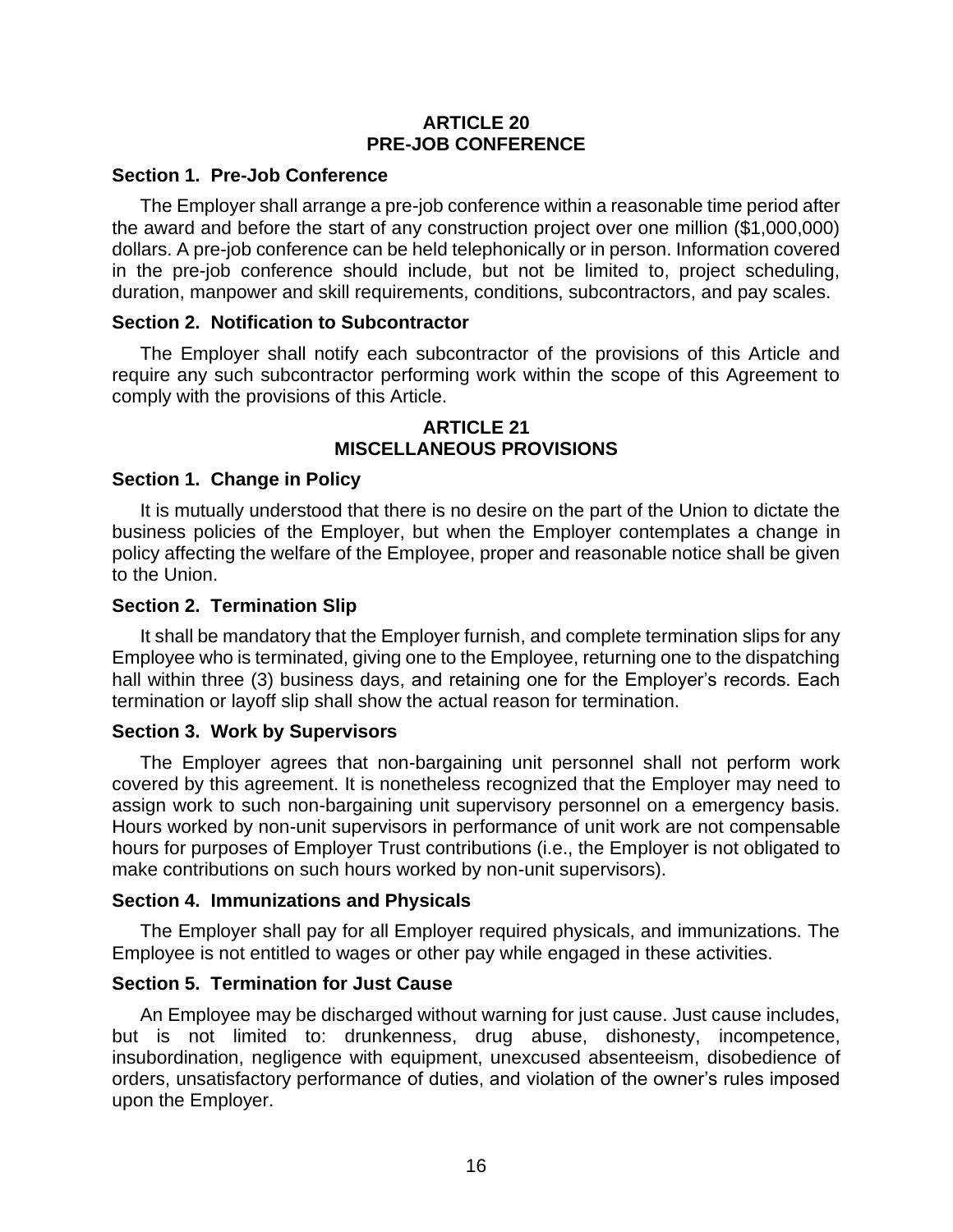## ARTICLE 20
## PRE-JOB CONFERENCE

### Section 1. Pre-Job Conference

The Employer shall arrange a pre-job conference within a reasonable time period after the award and before the start of any construction project over one million ($1,000,000) dollars. A pre-job conference can be held telephonically or in person. Information covered in the pre-job conference should include, but not be limited to, project scheduling, duration, manpower and skill requirements, conditions, subcontractors, and pay scales.

### Section 2. Notification to Subcontractor

The Employer shall notify each subcontractor of the provisions of this Article and require any such subcontractor performing work within the scope of this Agreement to comply with the provisions of this Article.

## ARTICLE 21
## MISCELLANEOUS PROVISIONS

### Section 1. Change in Policy

It is mutually understood that there is no desire on the part of the Union to dictate the business policies of the Employer, but when the Employer contemplates a change in policy affecting the welfare of the Employee, proper and reasonable notice shall be given to the Union.

### Section 2. Termination Slip

It shall be mandatory that the Employer furnish, and complete termination slips for any Employee who is terminated, giving one to the Employee, returning one to the dispatching hall within three (3) business days, and retaining one for the Employer's records. Each termination or layoff slip shall show the actual reason for termination.

### Section 3. Work by Supervisors

The Employer agrees that non-bargaining unit personnel shall not perform work covered by this agreement. It is nonetheless recognized that the Employer may need to assign work to such non-bargaining unit supervisory personnel on a emergency basis. Hours worked by non-unit supervisors in performance of unit work are not compensable hours for purposes of Employer Trust contributions (i.e., the Employer is not obligated to make contributions on such hours worked by non-unit supervisors).

### Section 4. Immunizations and Physicals

The Employer shall pay for all Employer required physicals, and immunizations. The Employee is not entitled to wages or other pay while engaged in these activities.

### Section 5. Termination for Just Cause

An Employee may be discharged without warning for just cause. Just cause includes, but is not limited to: drunkenness, drug abuse, dishonesty, incompetence, insubordination, negligence with equipment, unexcused absenteeism, disobedience of orders, unsatisfactory performance of duties, and violation of the owner's rules imposed upon the Employer.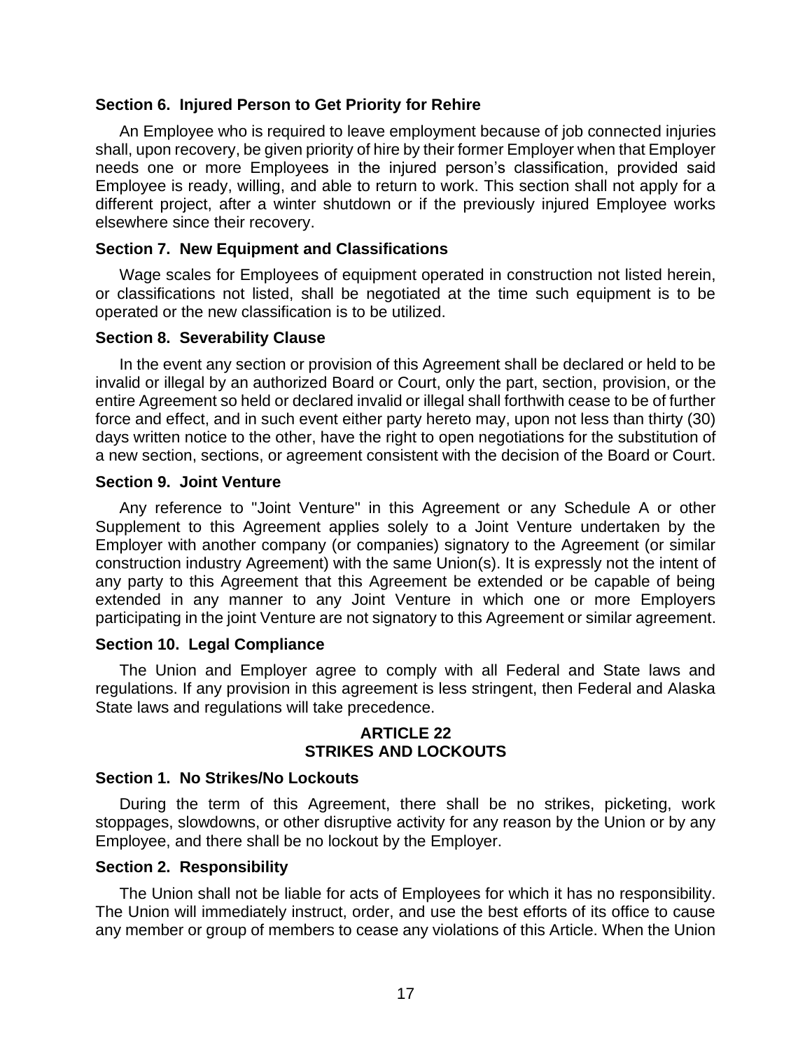### Section 6. Injured Person to Get Priority for Rehire

An Employee who is required to leave employment because of job connected injuries shall, upon recovery, be given priority of hire by their former Employer when that Employer needs one or more Employees in the injured person's classification, provided said Employee is ready, willing, and able to return to work. This section shall not apply for a different project, after a winter shutdown or if the previously injured Employee works elsewhere since their recovery.

### Section 7. New Equipment and Classifications

Wage scales for Employees of equipment operated in construction not listed herein, or classifications not listed, shall be negotiated at the time such equipment is to be operated or the new classification is to be utilized.

### Section 8. Severability Clause

In the event any section or provision of this Agreement shall be declared or held to be invalid or illegal by an authorized Board or Court, only the part, section, provision, or the entire Agreement so held or declared invalid or illegal shall forthwith cease to be of further force and effect, and in such event either party hereto may, upon not less than thirty (30) days written notice to the other, have the right to open negotiations for the substitution of a new section, sections, or agreement consistent with the decision of the Board or Court.

### Section 9. Joint Venture

Any reference to "Joint Venture" in this Agreement or any Schedule A or other Supplement to this Agreement applies solely to a Joint Venture undertaken by the Employer with another company (or companies) signatory to the Agreement (or similar construction industry Agreement) with the same Union(s). It is expressly not the intent of any party to this Agreement that this Agreement be extended or be capable of being extended in any manner to any Joint Venture in which one or more Employers participating in the joint Venture are not signatory to this Agreement or similar agreement.

### Section 10. Legal Compliance

The Union and Employer agree to comply with all Federal and State laws and regulations. If any provision in this agreement is less stringent, then Federal and Alaska State laws and regulations will take precedence.

## ARTICLE 22
## STRIKES AND LOCKOUTS

### Section 1. No Strikes/No Lockouts

During the term of this Agreement, there shall be no strikes, picketing, work stoppages, slowdowns, or other disruptive activity for any reason by the Union or by any Employee, and there shall be no lockout by the Employer.

### Section 2. Responsibility

The Union shall not be liable for acts of Employees for which it has no responsibility. The Union will immediately instruct, order, and use the best efforts of its office to cause any member or group of members to cease any violations of this Article. When the Union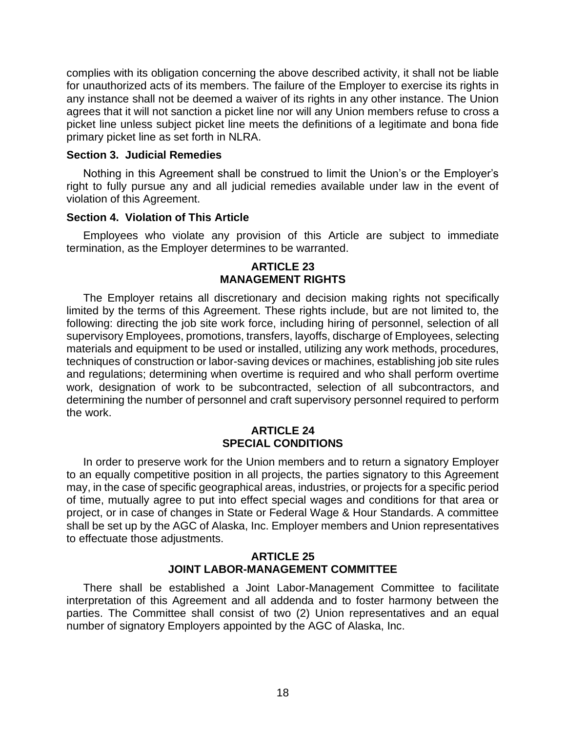complies with its obligation concerning the above described activity, it shall not be liable for unauthorized acts of its members. The failure of the Employer to exercise its rights in any instance shall not be deemed a waiver of its rights in any other instance. The Union agrees that it will not sanction a picket line nor will any Union members refuse to cross a picket line unless subject picket line meets the definitions of a legitimate and bona fide primary picket line as set forth in NLRA.

**Section 3. Judicial Remedies**

Nothing in this Agreement shall be construed to limit the Union's or the Employer's right to fully pursue any and all judicial remedies available under law in the event of violation of this Agreement.

**Section 4. Violation of This Article**

Employees who violate any provision of this Article are subject to immediate termination, as the Employer determines to be warranted.

## ARTICLE 23
## MANAGEMENT RIGHTS

The Employer retains all discretionary and decision making rights not specifically limited by the terms of this Agreement. These rights include, but are not limited to, the following: directing the job site work force, including hiring of personnel, selection of all supervisory Employees, promotions, transfers, layoffs, discharge of Employees, selecting materials and equipment to be used or installed, utilizing any work methods, procedures, techniques of construction or labor-saving devices or machines, establishing job site rules and regulations; determining when overtime is required and who shall perform overtime work, designation of work to be subcontracted, selection of all subcontractors, and determining the number of personnel and craft supervisory personnel required to perform the work.

## ARTICLE 24
## SPECIAL CONDITIONS

In order to preserve work for the Union members and to return a signatory Employer to an equally competitive position in all projects, the parties signatory to this Agreement may, in the case of specific geographical areas, industries, or projects for a specific period of time, mutually agree to put into effect special wages and conditions for that area or project, or in case of changes in State or Federal Wage & Hour Standards. A committee shall be set up by the AGC of Alaska, Inc. Employer members and Union representatives to effectuate those adjustments.

## ARTICLE 25
## JOINT LABOR-MANAGEMENT COMMITTEE

There shall be established a Joint Labor-Management Committee to facilitate interpretation of this Agreement and all addenda and to foster harmony between the parties. The Committee shall consist of two (2) Union representatives and an equal number of signatory Employers appointed by the AGC of Alaska, Inc.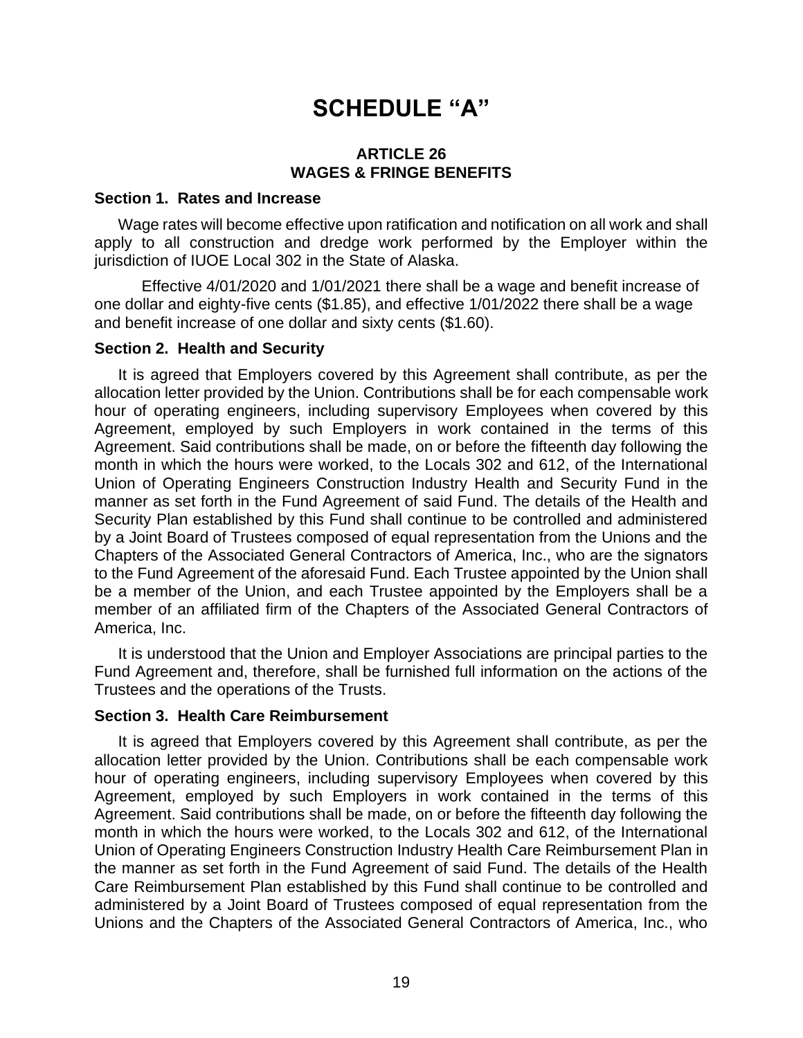# SCHEDULE "A"

## ARTICLE 26
## WAGES & FRINGE BENEFITS

### Section 1. Rates and Increase

Wage rates will become effective upon ratification and notification on all work and shall apply to all construction and dredge work performed by the Employer within the jurisdiction of IUOE Local 302 in the State of Alaska.

Effective 4/01/2020 and 1/01/2021 there shall be a wage and benefit increase of one dollar and eighty-five cents ($1.85), and effective 1/01/2022 there shall be a wage and benefit increase of one dollar and sixty cents ($1.60).

### Section 2. Health and Security

It is agreed that Employers covered by this Agreement shall contribute, as per the allocation letter provided by the Union. Contributions shall be for each compensable work hour of operating engineers, including supervisory Employees when covered by this Agreement, employed by such Employers in work contained in the terms of this Agreement. Said contributions shall be made, on or before the fifteenth day following the month in which the hours were worked, to the Locals 302 and 612, of the International Union of Operating Engineers Construction Industry Health and Security Fund in the manner as set forth in the Fund Agreement of said Fund. The details of the Health and Security Plan established by this Fund shall continue to be controlled and administered by a Joint Board of Trustees composed of equal representation from the Unions and the Chapters of the Associated General Contractors of America, Inc., who are the signators to the Fund Agreement of the aforesaid Fund. Each Trustee appointed by the Union shall be a member of the Union, and each Trustee appointed by the Employers shall be a member of an affiliated firm of the Chapters of the Associated General Contractors of America, Inc.

It is understood that the Union and Employer Associations are principal parties to the Fund Agreement and, therefore, shall be furnished full information on the actions of the Trustees and the operations of the Trusts.

### Section 3. Health Care Reimbursement

It is agreed that Employers covered by this Agreement shall contribute, as per the allocation letter provided by the Union. Contributions shall be each compensable work hour of operating engineers, including supervisory Employees when covered by this Agreement, employed by such Employers in work contained in the terms of this Agreement. Said contributions shall be made, on or before the fifteenth day following the month in which the hours were worked, to the Locals 302 and 612, of the International Union of Operating Engineers Construction Industry Health Care Reimbursement Plan in the manner as set forth in the Fund Agreement of said Fund. The details of the Health Care Reimbursement Plan established by this Fund shall continue to be controlled and administered by a Joint Board of Trustees composed of equal representation from the Unions and the Chapters of the Associated General Contractors of America, Inc., who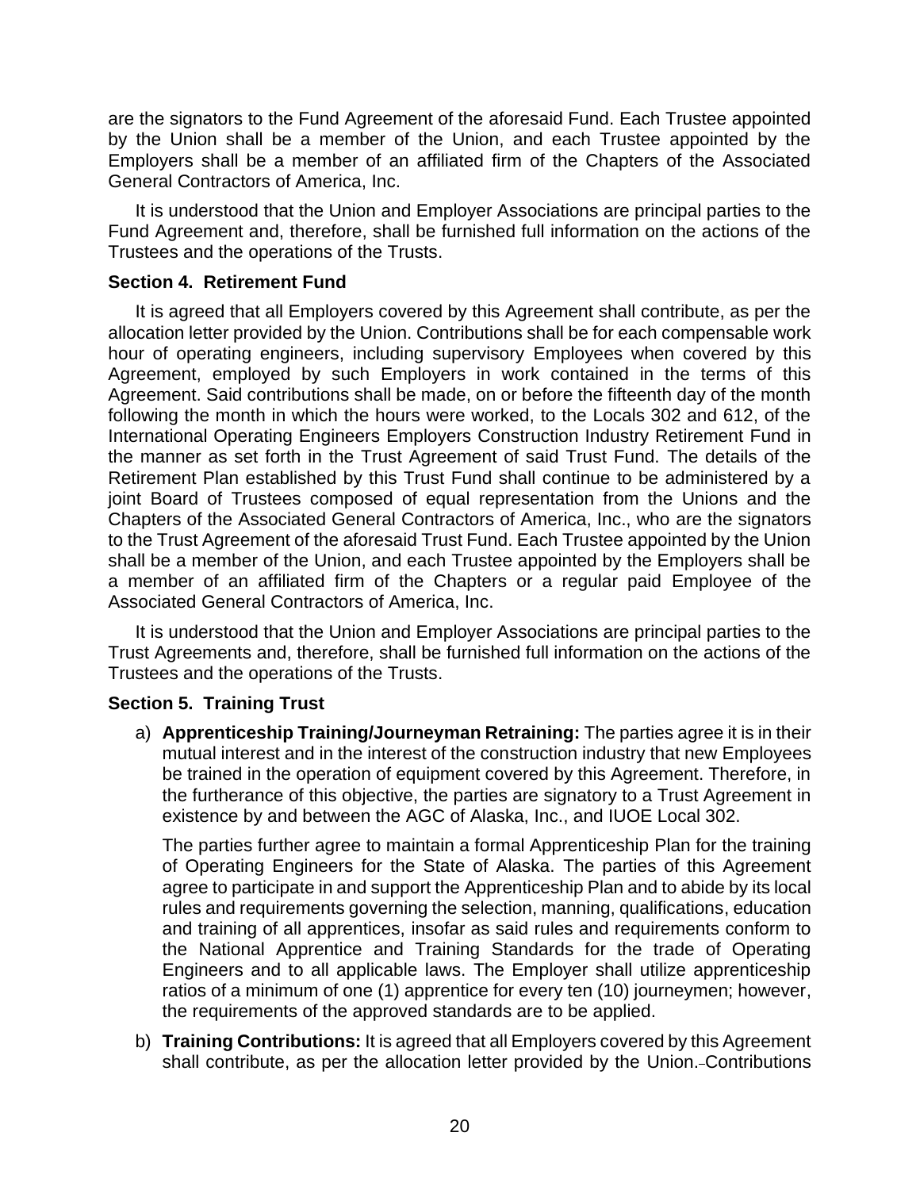are the signators to the Fund Agreement of the aforesaid Fund. Each Trustee appointed by the Union shall be a member of the Union, and each Trustee appointed by the Employers shall be a member of an affiliated firm of the Chapters of the Associated General Contractors of America, Inc.

It is understood that the Union and Employer Associations are principal parties to the Fund Agreement and, therefore, shall be furnished full information on the actions of the Trustees and the operations of the Trusts.

### Section 4. Retirement Fund

It is agreed that all Employers covered by this Agreement shall contribute, as per the allocation letter provided by the Union. Contributions shall be for each compensable work hour of operating engineers, including supervisory Employees when covered by this Agreement, employed by such Employers in work contained in the terms of this Agreement. Said contributions shall be made, on or before the fifteenth day of the month following the month in which the hours were worked, to the Locals 302 and 612, of the International Operating Engineers Employers Construction Industry Retirement Fund in the manner as set forth in the Trust Agreement of said Trust Fund. The details of the Retirement Plan established by this Trust Fund shall continue to be administered by a joint Board of Trustees composed of equal representation from the Unions and the Chapters of the Associated General Contractors of America, Inc., who are the signators to the Trust Agreement of the aforesaid Trust Fund. Each Trustee appointed by the Union shall be a member of the Union, and each Trustee appointed by the Employers shall be a member of an affiliated firm of the Chapters or a regular paid Employee of the Associated General Contractors of America, Inc.

It is understood that the Union and Employer Associations are principal parties to the Trust Agreements and, therefore, shall be furnished full information on the actions of the Trustees and the operations of the Trusts.

### Section 5. Training Trust

a) **Apprenticeship Training/Journeyman Retraining:** The parties agree it is in their mutual interest and in the interest of the construction industry that new Employees be trained in the operation of equipment covered by this Agreement. Therefore, in the furtherance of this objective, the parties are signatory to a Trust Agreement in existence by and between the AGC of Alaska, Inc., and IUOE Local 302.

   The parties further agree to maintain a formal Apprenticeship Plan for the training of Operating Engineers for the State of Alaska. The parties of this Agreement agree to participate in and support the Apprenticeship Plan and to abide by its local rules and requirements governing the selection, manning, qualifications, education and training of all apprentices, insofar as said rules and requirements conform to the National Apprentice and Training Standards for the trade of Operating Engineers and to all applicable laws. The Employer shall utilize apprenticeship ratios of a minimum of one (1) apprentice for every ten (10) journeymen; however, the requirements of the approved standards are to be applied.

b) **Training Contributions:** It is agreed that all Employers covered by this Agreement shall contribute, as per the allocation letter provided by the Union. Contributions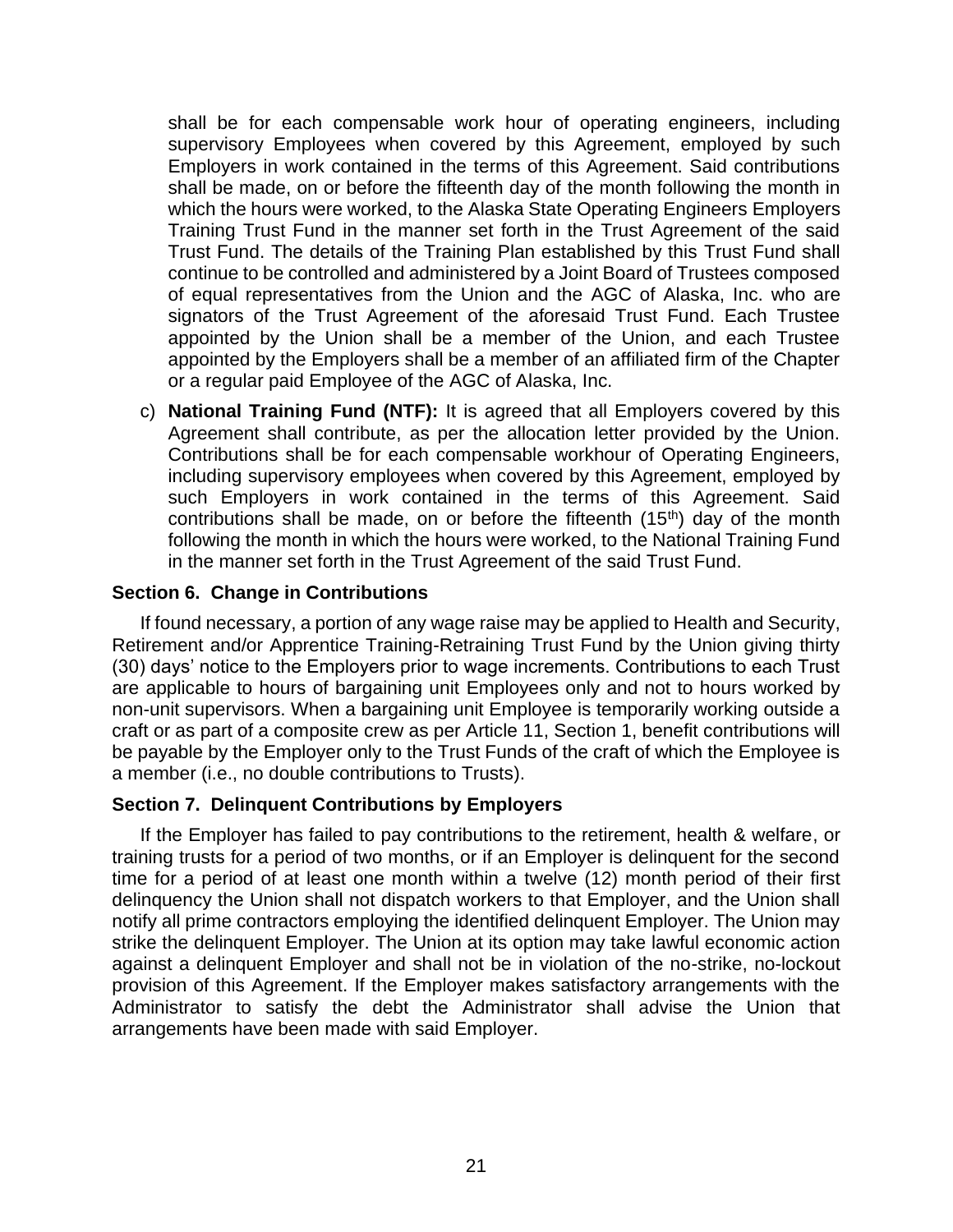shall be for each compensable work hour of operating engineers, including supervisory Employees when covered by this Agreement, employed by such Employers in work contained in the terms of this Agreement. Said contributions shall be made, on or before the fifteenth day of the month following the month in which the hours were worked, to the Alaska State Operating Engineers Employers Training Trust Fund in the manner set forth in the Trust Agreement of the said Trust Fund. The details of the Training Plan established by this Trust Fund shall continue to be controlled and administered by a Joint Board of Trustees composed of equal representatives from the Union and the AGC of Alaska, Inc. who are signators of the Trust Agreement of the aforesaid Trust Fund. Each Trustee appointed by the Union shall be a member of the Union, and each Trustee appointed by the Employers shall be a member of an affiliated firm of the Chapter or a regular paid Employee of the AGC of Alaska, Inc.

c) **National Training Fund (NTF):** It is agreed that all Employers covered by this Agreement shall contribute, as per the allocation letter provided by the Union. Contributions shall be for each compensable workhour of Operating Engineers, including supervisory employees when covered by this Agreement, employed by such Employers in work contained in the terms of this Agreement. Said contributions shall be made, on or before the fifteenth (15th) day of the month following the month in which the hours were worked, to the National Training Fund in the manner set forth in the Trust Agreement of the said Trust Fund.

### Section 6. Change in Contributions

If found necessary, a portion of any wage raise may be applied to Health and Security, Retirement and/or Apprentice Training-Retraining Trust Fund by the Union giving thirty (30) days' notice to the Employers prior to wage increments. Contributions to each Trust are applicable to hours of bargaining unit Employees only and not to hours worked by non-unit supervisors. When a bargaining unit Employee is temporarily working outside a craft or as part of a composite crew as per Article 11, Section 1, benefit contributions will be payable by the Employer only to the Trust Funds of the craft of which the Employee is a member (i.e., no double contributions to Trusts).

### Section 7. Delinquent Contributions by Employers

If the Employer has failed to pay contributions to the retirement, health & welfare, or training trusts for a period of two months, or if an Employer is delinquent for the second time for a period of at least one month within a twelve (12) month period of their first delinquency the Union shall not dispatch workers to that Employer, and the Union shall notify all prime contractors employing the identified delinquent Employer. The Union may strike the delinquent Employer. The Union at its option may take lawful economic action against a delinquent Employer and shall not be in violation of the no-strike, no-lockout provision of this Agreement. If the Employer makes satisfactory arrangements with the Administrator to satisfy the debt the Administrator shall advise the Union that arrangements have been made with said Employer.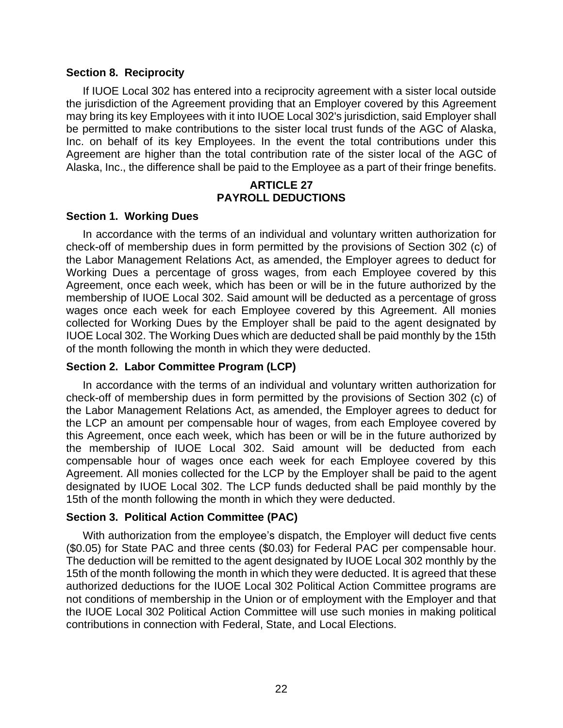### Section 8. Reciprocity

If IUOE Local 302 has entered into a reciprocity agreement with a sister local outside the jurisdiction of the Agreement providing that an Employer covered by this Agreement may bring its key Employees with it into IUOE Local 302's jurisdiction, said Employer shall be permitted to make contributions to the sister local trust funds of the AGC of Alaska, Inc. on behalf of its key Employees. In the event the total contributions under this Agreement are higher than the total contribution rate of the sister local of the AGC of Alaska, Inc., the difference shall be paid to the Employee as a part of their fringe benefits.

## ARTICLE 27
## PAYROLL DEDUCTIONS

### Section 1. Working Dues

In accordance with the terms of an individual and voluntary written authorization for check-off of membership dues in form permitted by the provisions of Section 302 (c) of the Labor Management Relations Act, as amended, the Employer agrees to deduct for Working Dues a percentage of gross wages, from each Employee covered by this Agreement, once each week, which has been or will be in the future authorized by the membership of IUOE Local 302. Said amount will be deducted as a percentage of gross wages once each week for each Employee covered by this Agreement. All monies collected for Working Dues by the Employer shall be paid to the agent designated by IUOE Local 302. The Working Dues which are deducted shall be paid monthly by the 15th of the month following the month in which they were deducted.

### Section 2. Labor Committee Program (LCP)

In accordance with the terms of an individual and voluntary written authorization for check-off of membership dues in form permitted by the provisions of Section 302 (c) of the Labor Management Relations Act, as amended, the Employer agrees to deduct for the LCP an amount per compensable hour of wages, from each Employee covered by this Agreement, once each week, which has been or will be in the future authorized by the membership of IUOE Local 302. Said amount will be deducted from each compensable hour of wages once each week for each Employee covered by this Agreement. All monies collected for the LCP by the Employer shall be paid to the agent designated by IUOE Local 302. The LCP funds deducted shall be paid monthly by the 15th of the month following the month in which they were deducted.

### Section 3. Political Action Committee (PAC)

With authorization from the employee's dispatch, the Employer will deduct five cents ($0.05) for State PAC and three cents ($0.03) for Federal PAC per compensable hour. The deduction will be remitted to the agent designated by IUOE Local 302 monthly by the 15th of the month following the month in which they were deducted. It is agreed that these authorized deductions for the IUOE Local 302 Political Action Committee programs are not conditions of membership in the Union or of employment with the Employer and that the IUOE Local 302 Political Action Committee will use such monies in making political contributions in connection with Federal, State, and Local Elections.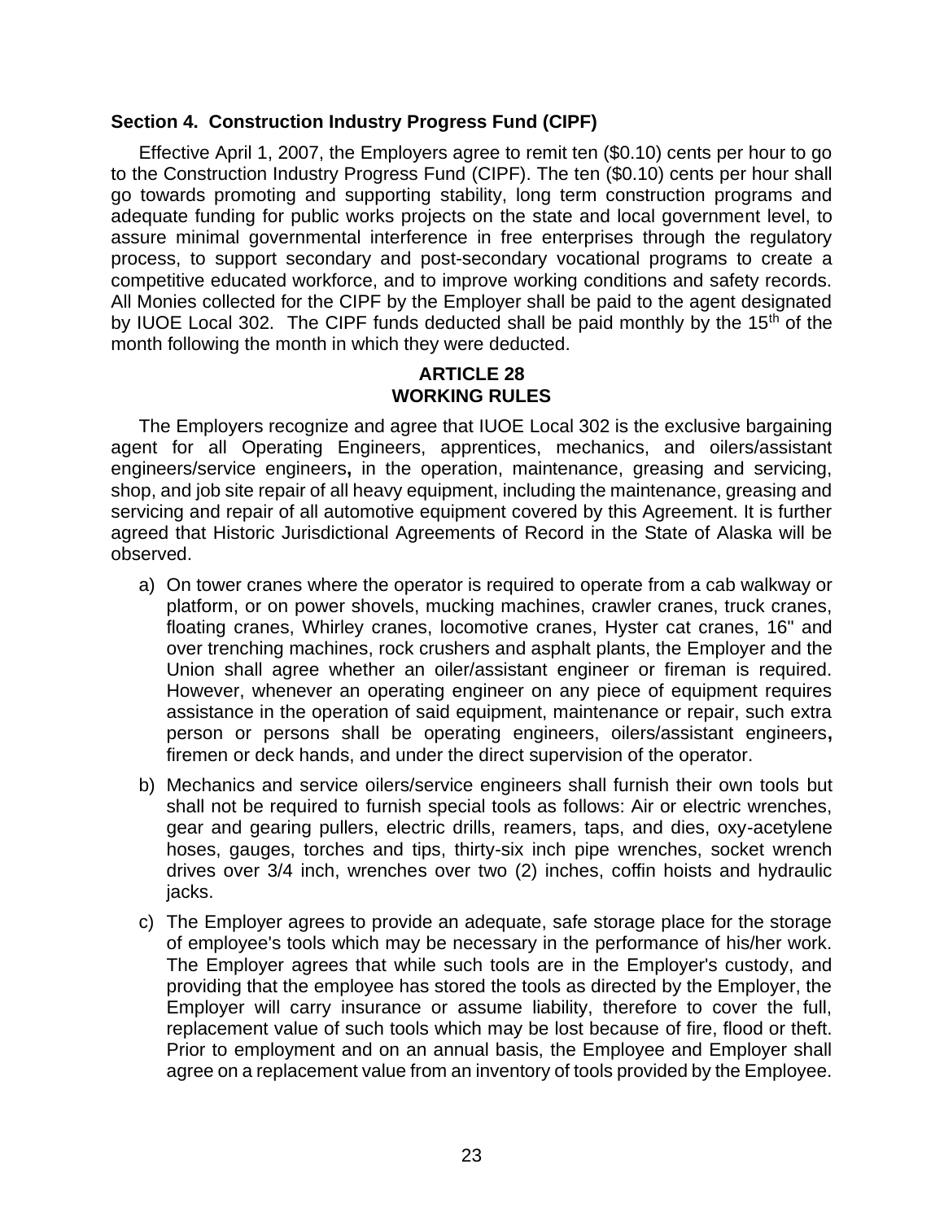**Section 4. Construction Industry Progress Fund (CIPF)**

Effective April 1, 2007, the Employers agree to remit ten ($0.10) cents per hour to go to the Construction Industry Progress Fund (CIPF). The ten ($0.10) cents per hour shall go towards promoting and supporting stability, long term construction programs and adequate funding for public works projects on the state and local government level, to assure minimal governmental interference in free enterprises through the regulatory process, to support secondary and post-secondary vocational programs to create a competitive educated workforce, and to improve working conditions and safety records. All Monies collected for the CIPF by the Employer shall be paid to the agent designated by IUOE Local 302. The CIPF funds deducted shall be paid monthly by the 15th of the month following the month in which they were deducted.

## ARTICLE 28
## WORKING RULES

The Employers recognize and agree that IUOE Local 302 is the exclusive bargaining agent for all Operating Engineers, apprentices, mechanics, and oilers/assistant engineers/service engineers**,** in the operation, maintenance, greasing and servicing, shop, and job site repair of all heavy equipment, including the maintenance, greasing and servicing and repair of all automotive equipment covered by this Agreement. It is further agreed that Historic Jurisdictional Agreements of Record in the State of Alaska will be observed.

a) On tower cranes where the operator is required to operate from a cab walkway or platform, or on power shovels, mucking machines, crawler cranes, truck cranes, floating cranes, Whirley cranes, locomotive cranes, Hyster cat cranes, 16" and over trenching machines, rock crushers and asphalt plants, the Employer and the Union shall agree whether an oiler/assistant engineer or fireman is required. However, whenever an operating engineer on any piece of equipment requires assistance in the operation of said equipment, maintenance or repair, such extra person or persons shall be operating engineers, oilers/assistant engineers**,** firemen or deck hands, and under the direct supervision of the operator.

b) Mechanics and service oilers/service engineers shall furnish their own tools but shall not be required to furnish special tools as follows: Air or electric wrenches, gear and gearing pullers, electric drills, reamers, taps, and dies, oxy-acetylene hoses, gauges, torches and tips, thirty-six inch pipe wrenches, socket wrench drives over 3/4 inch, wrenches over two (2) inches, coffin hoists and hydraulic jacks.

c) The Employer agrees to provide an adequate, safe storage place for the storage of employee's tools which may be necessary in the performance of his/her work. The Employer agrees that while such tools are in the Employer's custody, and providing that the employee has stored the tools as directed by the Employer, the Employer will carry insurance or assume liability, therefore to cover the full, replacement value of such tools which may be lost because of fire, flood or theft. Prior to employment and on an annual basis, the Employee and Employer shall agree on a replacement value from an inventory of tools provided by the Employee.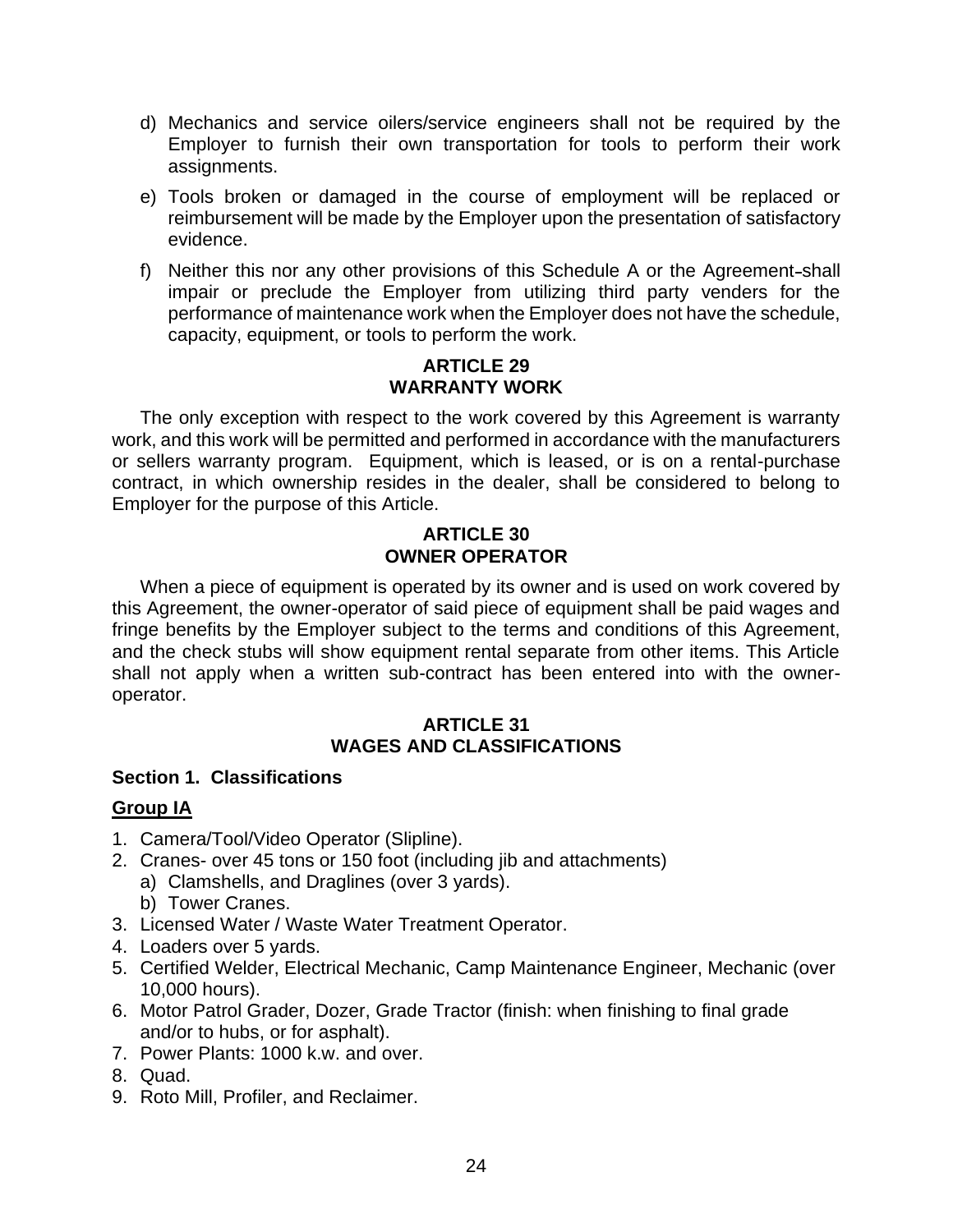d) Mechanics and service oilers/service engineers shall not be required by the Employer to furnish their own transportation for tools to perform their work assignments.

e) Tools broken or damaged in the course of employment will be replaced or reimbursement will be made by the Employer upon the presentation of satisfactory evidence.

f) Neither this nor any other provisions of this Schedule A or the Agreement shall impair or preclude the Employer from utilizing third party venders for the performance of maintenance work when the Employer does not have the schedule, capacity, equipment, or tools to perform the work.

## ARTICLE 29
## WARRANTY WORK

The only exception with respect to the work covered by this Agreement is warranty work, and this work will be permitted and performed in accordance with the manufacturers or sellers warranty program. Equipment, which is leased, or is on a rental-purchase contract, in which ownership resides in the dealer, shall be considered to belong to Employer for the purpose of this Article.

## ARTICLE 30
## OWNER OPERATOR

When a piece of equipment is operated by its owner and is used on work covered by this Agreement, the owner-operator of said piece of equipment shall be paid wages and fringe benefits by the Employer subject to the terms and conditions of this Agreement, and the check stubs will show equipment rental separate from other items. This Article shall not apply when a written sub-contract has been entered into with the owner-operator.

## ARTICLE 31
## WAGES AND CLASSIFICATIONS

### Section 1. Classifications

**Group IA**

1. Camera/Tool/Video Operator (Slipline).
2. Cranes- over 45 tons or 150 foot (including jib and attachments)
   a) Clamshells, and Draglines (over 3 yards).
   b) Tower Cranes.
3. Licensed Water / Waste Water Treatment Operator.
4. Loaders over 5 yards.
5. Certified Welder, Electrical Mechanic, Camp Maintenance Engineer, Mechanic (over 10,000 hours).
6. Motor Patrol Grader, Dozer, Grade Tractor (finish: when finishing to final grade and/or to hubs, or for asphalt).
7. Power Plants: 1000 k.w. and over.
8. Quad.
9. Roto Mill, Profiler, and Reclaimer.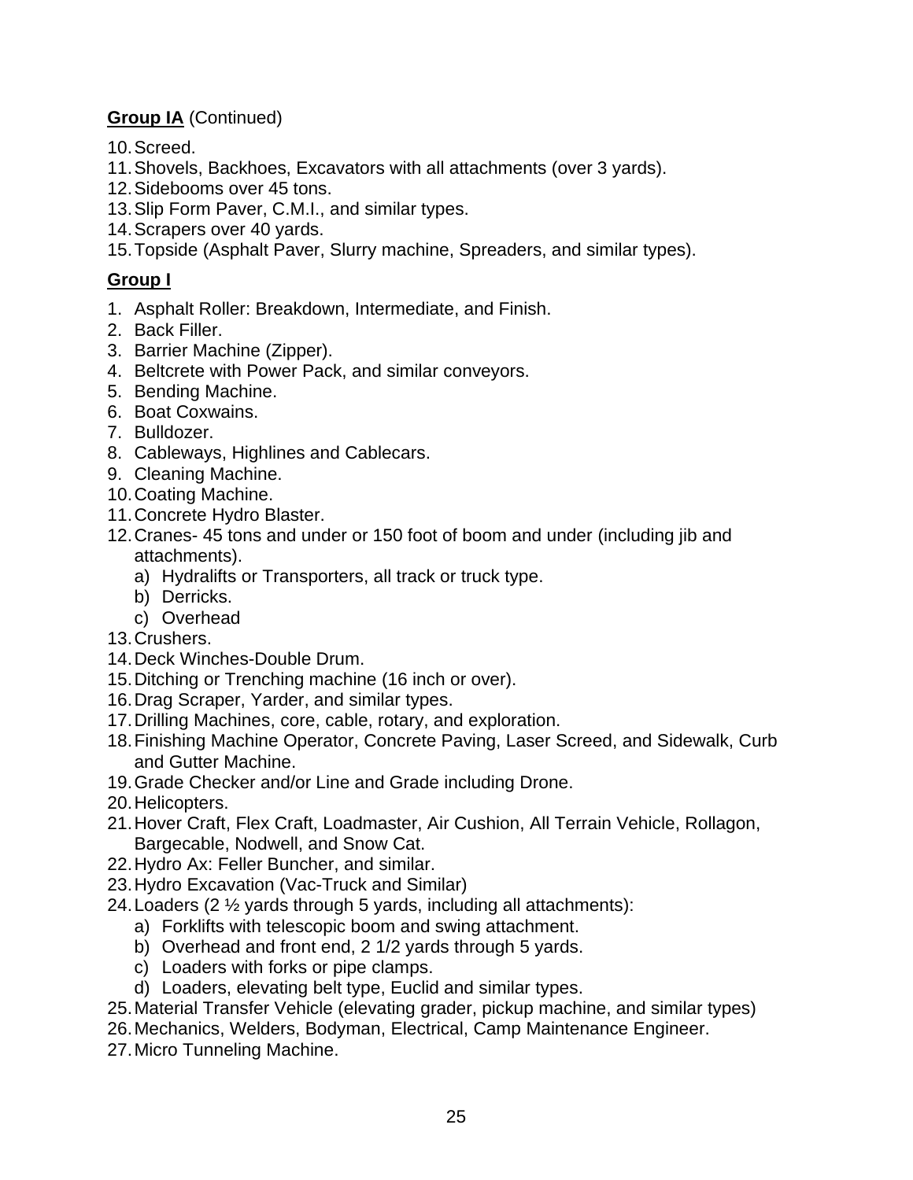**Group IA** (Continued)

10. Screed.
11. Shovels, Backhoes, Excavators with all attachments (over 3 yards).
12. Sidebooms over 45 tons.
13. Slip Form Paver, C.M.I., and similar types.
14. Scrapers over 40 yards.
15. Topside (Asphalt Paver, Slurry machine, Spreaders, and similar types).

**Group I**

1. Asphalt Roller: Breakdown, Intermediate, and Finish.
2. Back Filler.
3. Barrier Machine (Zipper).
4. Beltcrete with Power Pack, and similar conveyors.
5. Bending Machine.
6. Boat Coxwains.
7. Bulldozer.
8. Cableways, Highlines and Cablecars.
9. Cleaning Machine.
10. Coating Machine.
11. Concrete Hydro Blaster.
12. Cranes- 45 tons and under or 150 foot of boom and under (including jib and attachments).
    a) Hydralifts or Transporters, all track or truck type.
    b) Derricks.
    c) Overhead
13. Crushers.
14. Deck Winches-Double Drum.
15. Ditching or Trenching machine (16 inch or over).
16. Drag Scraper, Yarder, and similar types.
17. Drilling Machines, core, cable, rotary, and exploration.
18. Finishing Machine Operator, Concrete Paving, Laser Screed, and Sidewalk, Curb and Gutter Machine.
19. Grade Checker and/or Line and Grade including Drone.
20. Helicopters.
21. Hover Craft, Flex Craft, Loadmaster, Air Cushion, All Terrain Vehicle, Rollagon, Bargecable, Nodwell, and Snow Cat.
22. Hydro Ax: Feller Buncher, and similar.
23. Hydro Excavation (Vac-Truck and Similar)
24. Loaders (2 ½ yards through 5 yards, including all attachments):
    a) Forklifts with telescopic boom and swing attachment.
    b) Overhead and front end, 2 1/2 yards through 5 yards.
    c) Loaders with forks or pipe clamps.
    d) Loaders, elevating belt type, Euclid and similar types.
25. Material Transfer Vehicle (elevating grader, pickup machine, and similar types)
26. Mechanics, Welders, Bodyman, Electrical, Camp Maintenance Engineer.
27. Micro Tunneling Machine.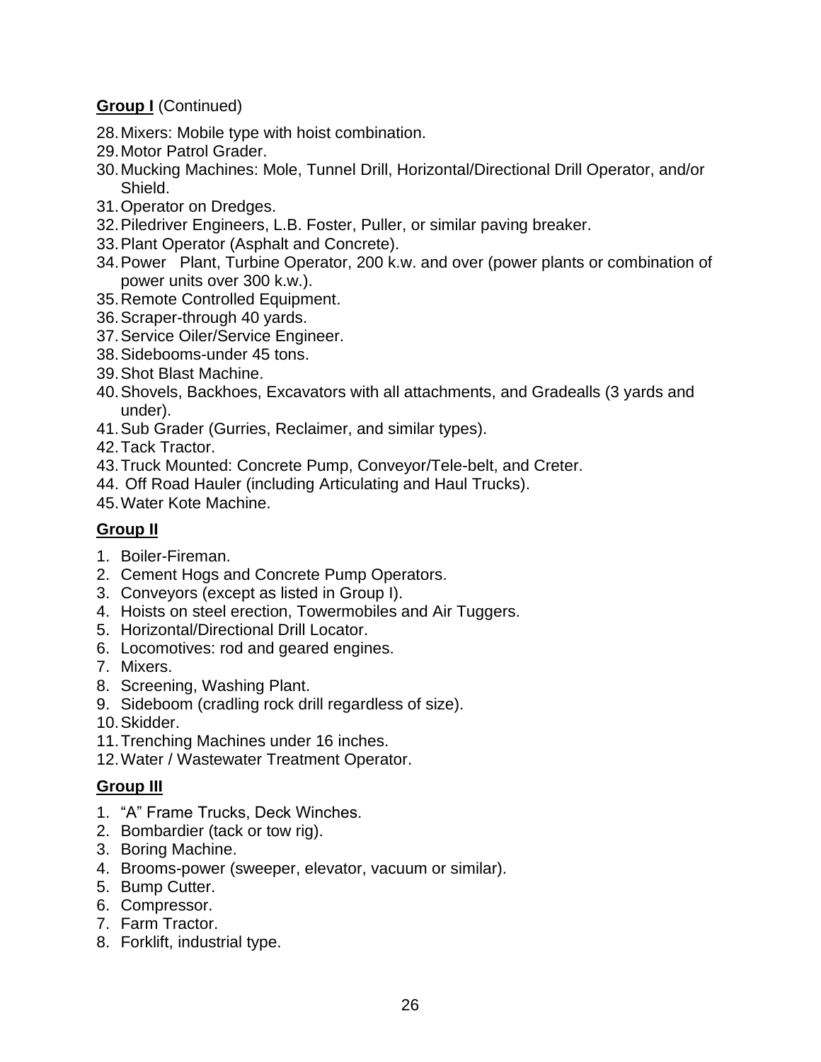**Group I** (Continued)

28. Mixers: Mobile type with hoist combination.
29. Motor Patrol Grader.
30. Mucking Machines: Mole, Tunnel Drill, Horizontal/Directional Drill Operator, and/or Shield.
31. Operator on Dredges.
32. Piledriver Engineers, L.B. Foster, Puller, or similar paving breaker.
33. Plant Operator (Asphalt and Concrete).
34. Power Plant, Turbine Operator, 200 k.w. and over (power plants or combination of power units over 300 k.w.).
35. Remote Controlled Equipment.
36. Scraper-through 40 yards.
37. Service Oiler/Service Engineer.
38. Sidebooms-under 45 tons.
39. Shot Blast Machine.
40. Shovels, Backhoes, Excavators with all attachments, and Gradealls (3 yards and under).
41. Sub Grader (Gurries, Reclaimer, and similar types).
42. Tack Tractor.
43. Truck Mounted: Concrete Pump, Conveyor/Tele-belt, and Creter.
44. Off Road Hauler (including Articulating and Haul Trucks).
45. Water Kote Machine.

**Group II**

1. Boiler-Fireman.
2. Cement Hogs and Concrete Pump Operators.
3. Conveyors (except as listed in Group I).
4. Hoists on steel erection, Towermobiles and Air Tuggers.
5. Horizontal/Directional Drill Locator.
6. Locomotives: rod and geared engines.
7. Mixers.
8. Screening, Washing Plant.
9. Sideboom (cradling rock drill regardless of size).
10. Skidder.
11. Trenching Machines under 16 inches.
12. Water / Wastewater Treatment Operator.

**Group III**

1. "A" Frame Trucks, Deck Winches.
2. Bombardier (tack or tow rig).
3. Boring Machine.
4. Brooms-power (sweeper, elevator, vacuum or similar).
5. Bump Cutter.
6. Compressor.
7. Farm Tractor.
8. Forklift, industrial type.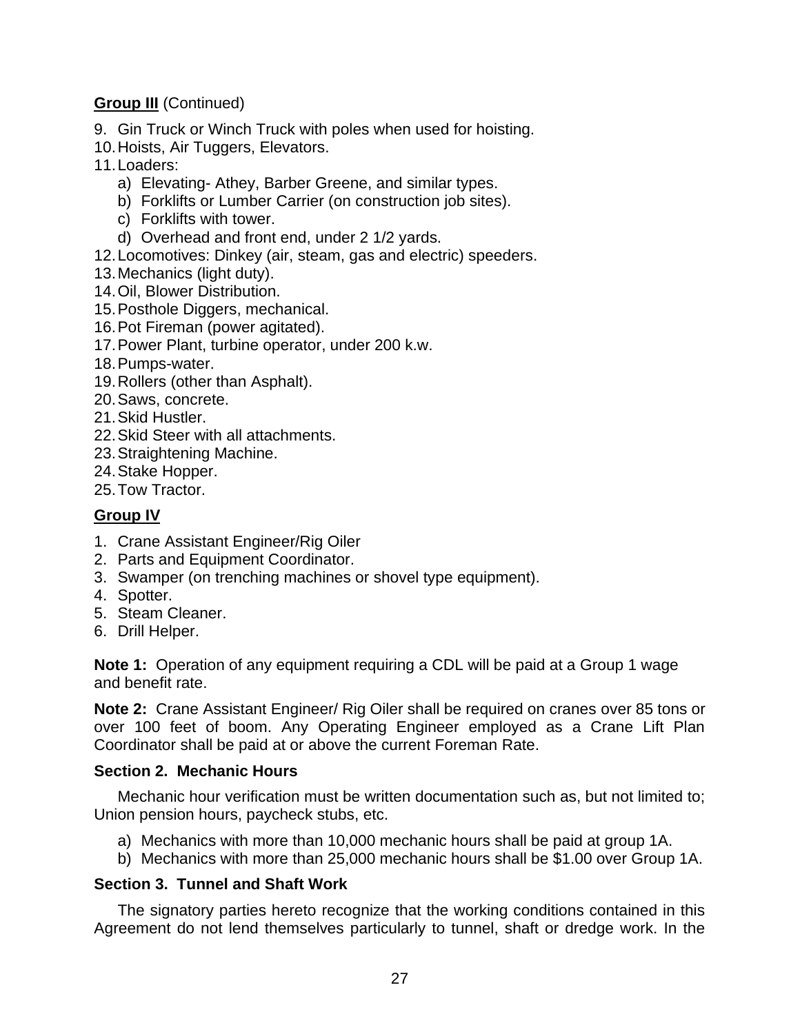**<u>Group III</u>** (Continued)

9. Gin Truck or Winch Truck with poles when used for hoisting.
10. Hoists, Air Tuggers, Elevators.
11. Loaders:
    a) Elevating- Athey, Barber Greene, and similar types.
    b) Forklifts or Lumber Carrier (on construction job sites).
    c) Forklifts with tower.
    d) Overhead and front end, under 2 1/2 yards.
12. Locomotives: Dinkey (air, steam, gas and electric) speeders.
13. Mechanics (light duty).
14. Oil, Blower Distribution.
15. Posthole Diggers, mechanical.
16. Pot Fireman (power agitated).
17. Power Plant, turbine operator, under 200 k.w.
18. Pumps-water.
19. Rollers (other than Asphalt).
20. Saws, concrete.
21. Skid Hustler.
22. Skid Steer with all attachments.
23. Straightening Machine.
24. Stake Hopper.
25. Tow Tractor.

**<u>Group IV</u>**

1. Crane Assistant Engineer/Rig Oiler
2. Parts and Equipment Coordinator.
3. Swamper (on trenching machines or shovel type equipment).
4. Spotter.
5. Steam Cleaner.
6. Drill Helper.

**Note 1:** Operation of any equipment requiring a CDL will be paid at a Group 1 wage and benefit rate.

**Note 2:** Crane Assistant Engineer/ Rig Oiler shall be required on cranes over 85 tons or over 100 feet of boom. Any Operating Engineer employed as a Crane Lift Plan Coordinator shall be paid at or above the current Foreman Rate.

**Section 2. Mechanic Hours**

Mechanic hour verification must be written documentation such as, but not limited to; Union pension hours, paycheck stubs, etc.

a) Mechanics with more than 10,000 mechanic hours shall be paid at group 1A.
b) Mechanics with more than 25,000 mechanic hours shall be $1.00 over Group 1A.

**Section 3. Tunnel and Shaft Work**

The signatory parties hereto recognize that the working conditions contained in this Agreement do not lend themselves particularly to tunnel, shaft or dredge work. In the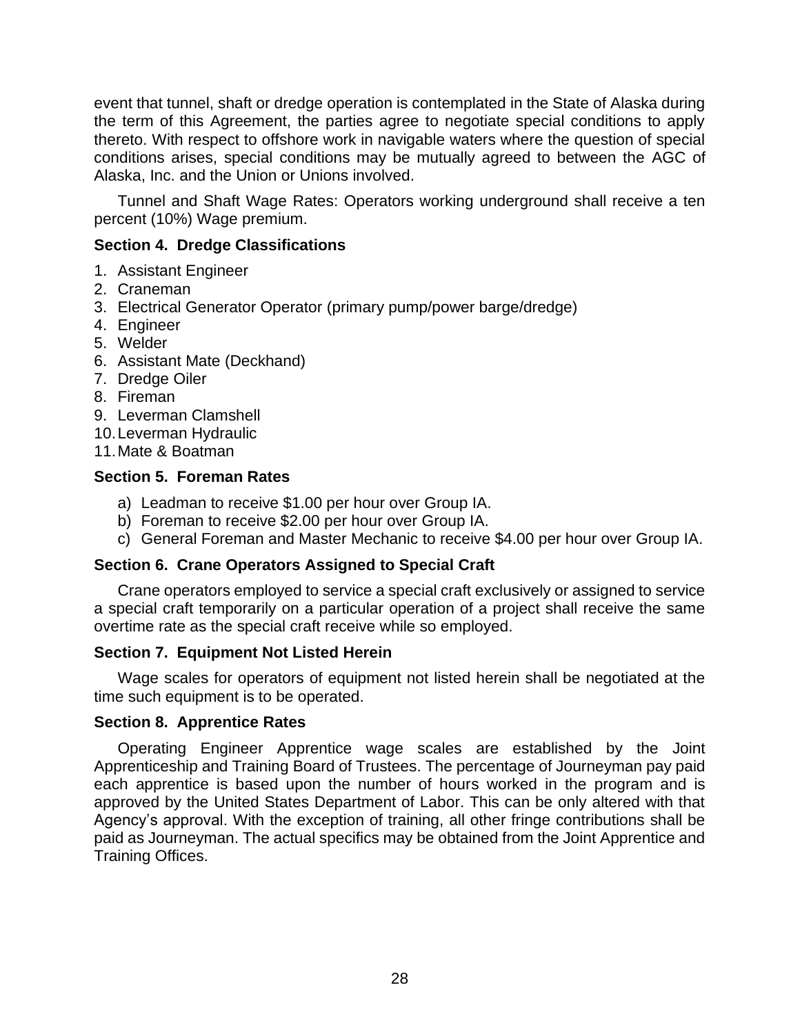event that tunnel, shaft or dredge operation is contemplated in the State of Alaska during the term of this Agreement, the parties agree to negotiate special conditions to apply thereto. With respect to offshore work in navigable waters where the question of special conditions arises, special conditions may be mutually agreed to between the AGC of Alaska, Inc. and the Union or Unions involved.

Tunnel and Shaft Wage Rates: Operators working underground shall receive a ten percent (10%) Wage premium.

### Section 4. Dredge Classifications

1. Assistant Engineer
2. Craneman
3. Electrical Generator Operator (primary pump/power barge/dredge)
4. Engineer
5. Welder
6. Assistant Mate (Deckhand)
7. Dredge Oiler
8. Fireman
9. Leverman Clamshell
10. Leverman Hydraulic
11. Mate & Boatman

### Section 5. Foreman Rates

a) Leadman to receive $1.00 per hour over Group IA.
b) Foreman to receive $2.00 per hour over Group IA.
c) General Foreman and Master Mechanic to receive $4.00 per hour over Group IA.

### Section 6. Crane Operators Assigned to Special Craft

Crane operators employed to service a special craft exclusively or assigned to service a special craft temporarily on a particular operation of a project shall receive the same overtime rate as the special craft receive while so employed.

### Section 7. Equipment Not Listed Herein

Wage scales for operators of equipment not listed herein shall be negotiated at the time such equipment is to be operated.

### Section 8. Apprentice Rates

Operating Engineer Apprentice wage scales are established by the Joint Apprenticeship and Training Board of Trustees. The percentage of Journeyman pay paid each apprentice is based upon the number of hours worked in the program and is approved by the United States Department of Labor. This can be only altered with that Agency's approval. With the exception of training, all other fringe contributions shall be paid as Journeyman. The actual specifics may be obtained from the Joint Apprentice and Training Offices.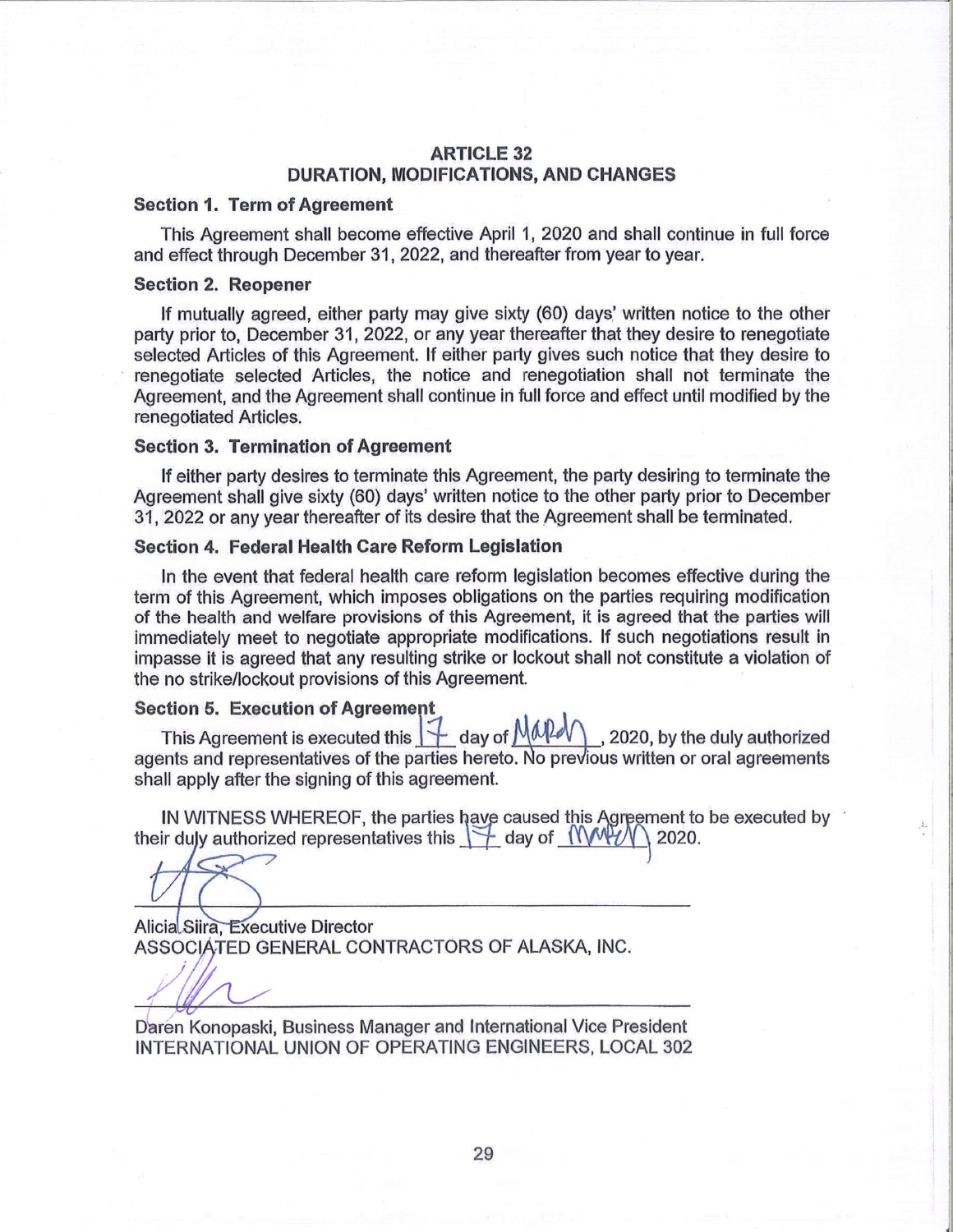## ARTICLE 32
## DURATION, MODIFICATIONS, AND CHANGES

### Section 1. Term of Agreement

This Agreement shall become effective April 1, 2020 and shall continue in full force and effect through December 31, 2022, and thereafter from year to year.

### Section 2. Reopener

If mutually agreed, either party may give sixty (60) days' written notice to the other party prior to, December 31, 2022, or any year thereafter that they desire to renegotiate selected Articles of this Agreement. If either party gives such notice that they desire to renegotiate selected Articles, the notice and renegotiation shall not terminate the Agreement, and the Agreement shall continue in full force and effect until modified by the renegotiated Articles.

### Section 3. Termination of Agreement

If either party desires to terminate this Agreement, the party desiring to terminate the Agreement shall give sixty (60) days' written notice to the other party prior to December 31, 2022 or any year thereafter of its desire that the Agreement shall be terminated.

### Section 4. Federal Health Care Reform Legislation

In the event that federal health care reform legislation becomes effective during the term of this Agreement, which imposes obligations on the parties requiring modification of the health and welfare provisions of this Agreement, it is agreed that the parties will immediately meet to negotiate appropriate modifications. If such negotiations result in impasse it is agreed that any resulting strike or lockout shall not constitute a violation of the no strike/lockout provisions of this Agreement.

### Section 5. Execution of Agreement

This Agreement is executed this 17 day of March, 2020, by the duly authorized agents and representatives of the parties hereto. No previous written or oral agreements shall apply after the signing of this agreement.

IN WITNESS WHEREOF, the parties have caused this Agreement to be executed by their duly authorized representatives this 17 day of March, 2020.

\_\_\_\_\_\_\_\_\_\_\_\_\_\_\_\_\_\_\_\_\_\_\_\_\_\_\_\_\_\_\_\_\_\_\_\_\_\_\_\_

Alicia Siira, Executive Director
ASSOCIATED GENERAL CONTRACTORS OF ALASKA, INC.

\_\_\_\_\_\_\_\_\_\_\_\_\_\_\_\_\_\_\_\_\_\_\_\_\_\_\_\_\_\_\_\_\_\_\_\_\_\_\_\_

Daren Konopaski, Business Manager and International Vice President
INTERNATIONAL UNION OF OPERATING ENGINEERS, LOCAL 302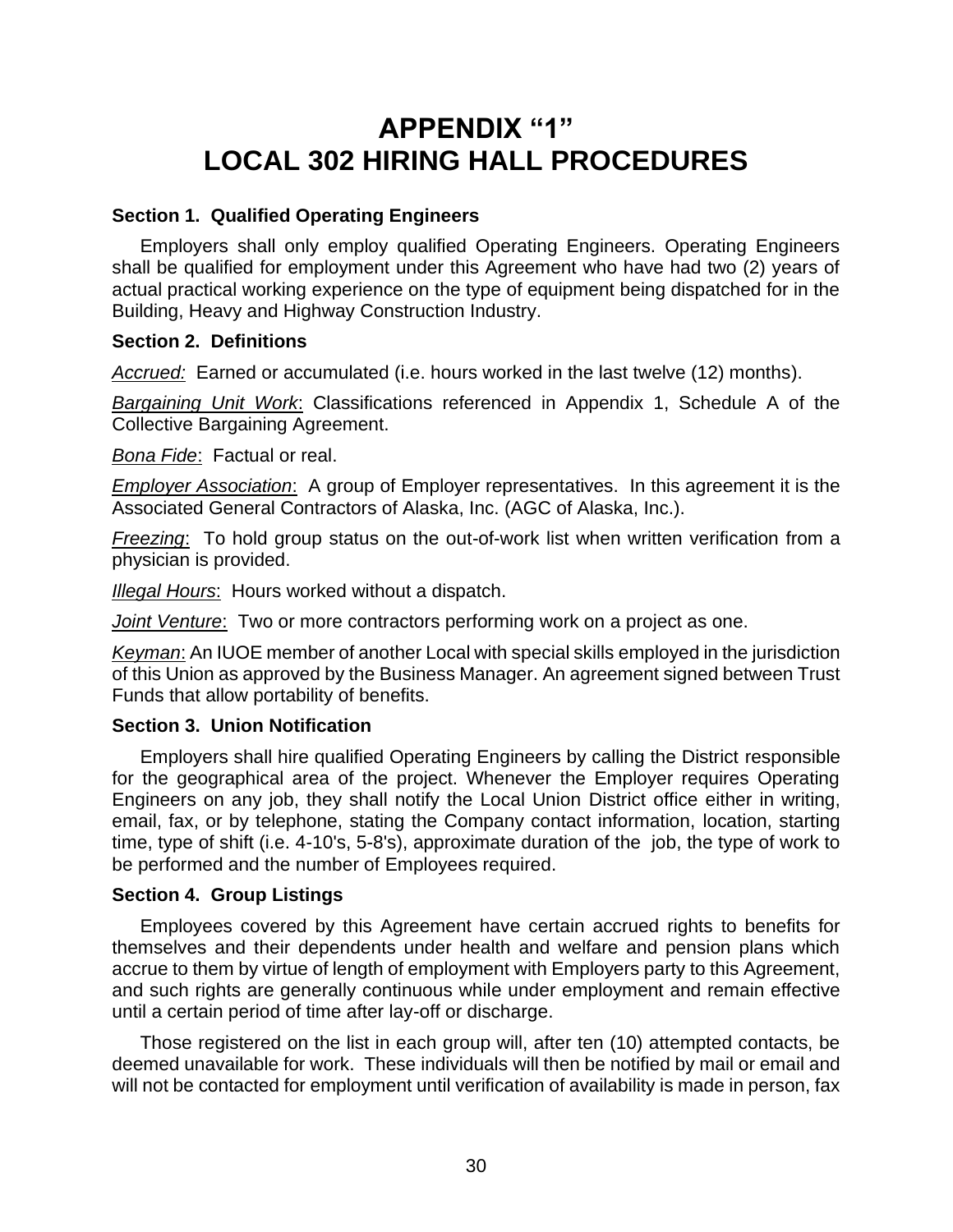# APPENDIX "1"
# LOCAL 302 HIRING HALL PROCEDURES

### Section 1. Qualified Operating Engineers

Employers shall only employ qualified Operating Engineers. Operating Engineers shall be qualified for employment under this Agreement who have had two (2) years of actual practical working experience on the type of equipment being dispatched for in the Building, Heavy and Highway Construction Industry.

### Section 2. Definitions

*Accrued:* Earned or accumulated (i.e. hours worked in the last twelve (12) months).

*Bargaining Unit Work*: Classifications referenced in Appendix 1, Schedule A of the Collective Bargaining Agreement.

*Bona Fide*: Factual or real.

*Employer Association*: A group of Employer representatives. In this agreement it is the Associated General Contractors of Alaska, Inc. (AGC of Alaska, Inc.).

*Freezing*: To hold group status on the out-of-work list when written verification from a physician is provided.

*Illegal Hours*: Hours worked without a dispatch.

*Joint Venture*: Two or more contractors performing work on a project as one.

*Keyman*: An IUOE member of another Local with special skills employed in the jurisdiction of this Union as approved by the Business Manager. An agreement signed between Trust Funds that allow portability of benefits.

### Section 3. Union Notification

Employers shall hire qualified Operating Engineers by calling the District responsible for the geographical area of the project. Whenever the Employer requires Operating Engineers on any job, they shall notify the Local Union District office either in writing, email, fax, or by telephone, stating the Company contact information, location, starting time, type of shift (i.e. 4-10's, 5-8's), approximate duration of the job, the type of work to be performed and the number of Employees required.

### Section 4. Group Listings

Employees covered by this Agreement have certain accrued rights to benefits for themselves and their dependents under health and welfare and pension plans which accrue to them by virtue of length of employment with Employers party to this Agreement, and such rights are generally continuous while under employment and remain effective until a certain period of time after lay-off or discharge.

Those registered on the list in each group will, after ten (10) attempted contacts, be deemed unavailable for work. These individuals will then be notified by mail or email and will not be contacted for employment until verification of availability is made in person, fax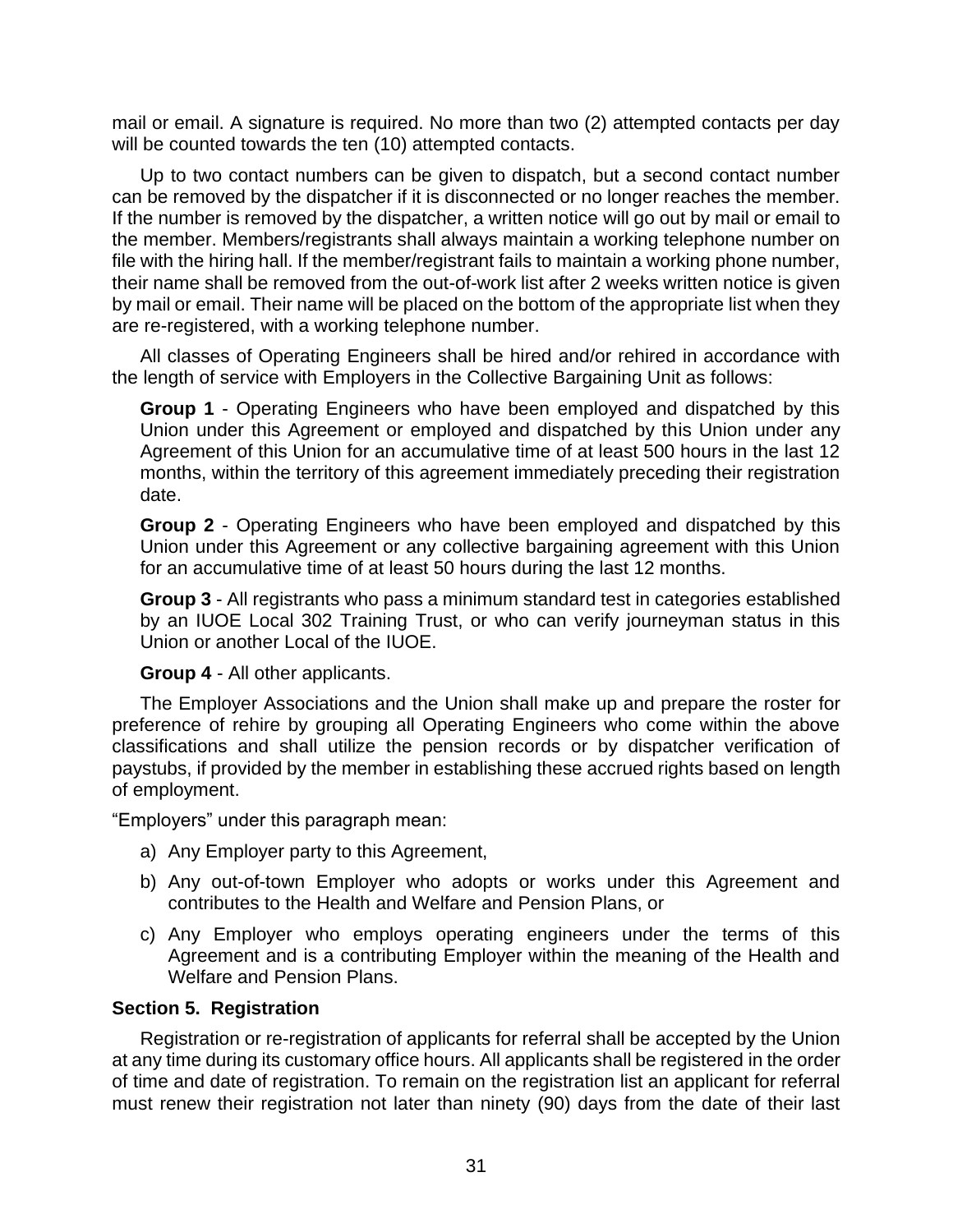mail or email. A signature is required. No more than two (2) attempted contacts per day will be counted towards the ten (10) attempted contacts.

Up to two contact numbers can be given to dispatch, but a second contact number can be removed by the dispatcher if it is disconnected or no longer reaches the member. If the number is removed by the dispatcher, a written notice will go out by mail or email to the member. Members/registrants shall always maintain a working telephone number on file with the hiring hall. If the member/registrant fails to maintain a working phone number, their name shall be removed from the out-of-work list after 2 weeks written notice is given by mail or email. Their name will be placed on the bottom of the appropriate list when they are re-registered, with a working telephone number.

All classes of Operating Engineers shall be hired and/or rehired in accordance with the length of service with Employers in the Collective Bargaining Unit as follows:

**Group 1** - Operating Engineers who have been employed and dispatched by this Union under this Agreement or employed and dispatched by this Union under any Agreement of this Union for an accumulative time of at least 500 hours in the last 12 months, within the territory of this agreement immediately preceding their registration date.

**Group 2** - Operating Engineers who have been employed and dispatched by this Union under this Agreement or any collective bargaining agreement with this Union for an accumulative time of at least 50 hours during the last 12 months.

**Group 3** - All registrants who pass a minimum standard test in categories established by an IUOE Local 302 Training Trust, or who can verify journeyman status in this Union or another Local of the IUOE.

**Group 4** - All other applicants.

The Employer Associations and the Union shall make up and prepare the roster for preference of rehire by grouping all Operating Engineers who come within the above classifications and shall utilize the pension records or by dispatcher verification of paystubs, if provided by the member in establishing these accrued rights based on length of employment.

"Employers" under this paragraph mean:

a) Any Employer party to this Agreement,

b) Any out-of-town Employer who adopts or works under this Agreement and contributes to the Health and Welfare and Pension Plans, or

c) Any Employer who employs operating engineers under the terms of this Agreement and is a contributing Employer within the meaning of the Health and Welfare and Pension Plans.

### Section 5. Registration

Registration or re-registration of applicants for referral shall be accepted by the Union at any time during its customary office hours. All applicants shall be registered in the order of time and date of registration. To remain on the registration list an applicant for referral must renew their registration not later than ninety (90) days from the date of their last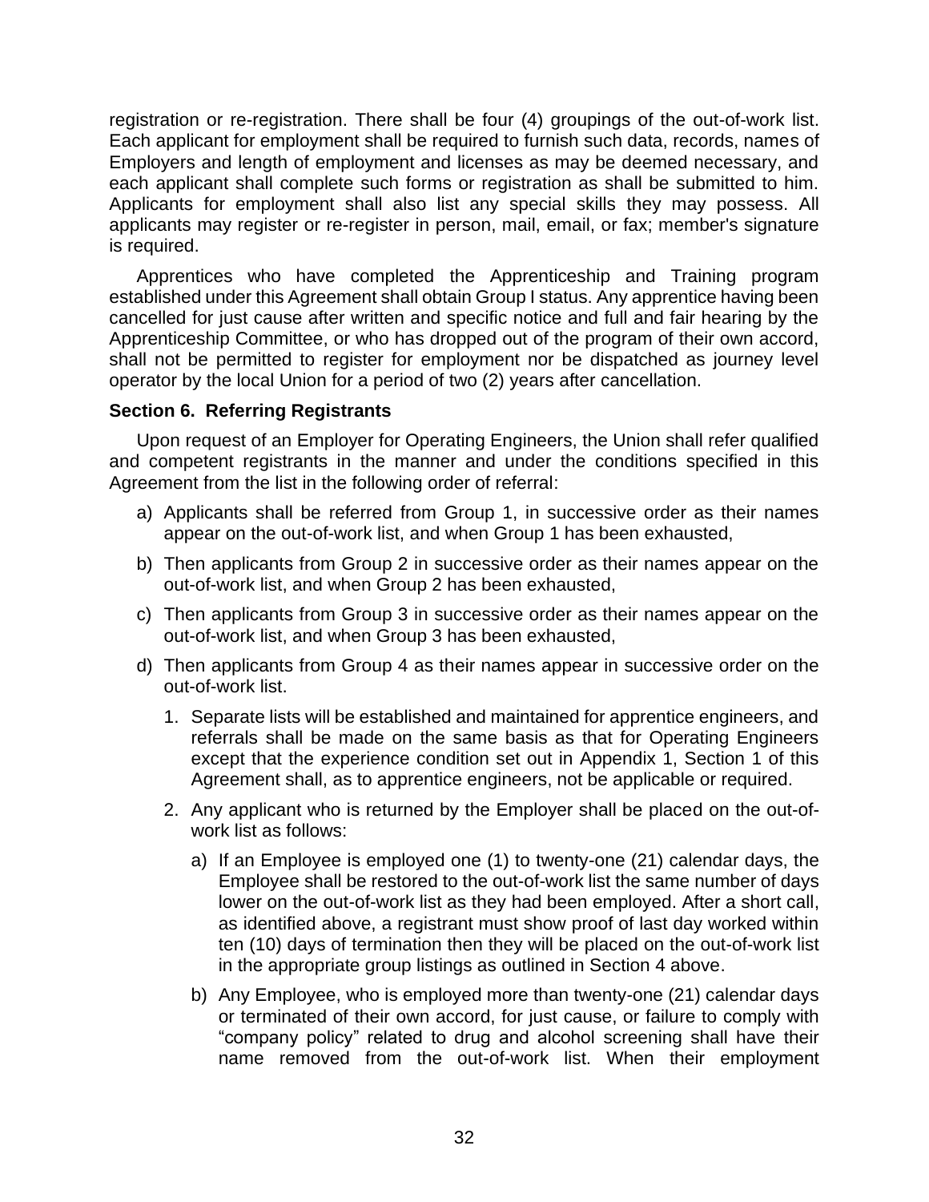registration or re-registration. There shall be four (4) groupings of the out-of-work list. Each applicant for employment shall be required to furnish such data, records, names of Employers and length of employment and licenses as may be deemed necessary, and each applicant shall complete such forms or registration as shall be submitted to him. Applicants for employment shall also list any special skills they may possess. All applicants may register or re-register in person, mail, email, or fax; member's signature is required.

Apprentices who have completed the Apprenticeship and Training program established under this Agreement shall obtain Group I status. Any apprentice having been cancelled for just cause after written and specific notice and full and fair hearing by the Apprenticeship Committee, or who has dropped out of the program of their own accord, shall not be permitted to register for employment nor be dispatched as journey level operator by the local Union for a period of two (2) years after cancellation.

### Section 6. Referring Registrants

Upon request of an Employer for Operating Engineers, the Union shall refer qualified and competent registrants in the manner and under the conditions specified in this Agreement from the list in the following order of referral:

a) Applicants shall be referred from Group 1, in successive order as their names appear on the out-of-work list, and when Group 1 has been exhausted,

b) Then applicants from Group 2 in successive order as their names appear on the out-of-work list, and when Group 2 has been exhausted,

c) Then applicants from Group 3 in successive order as their names appear on the out-of-work list, and when Group 3 has been exhausted,

d) Then applicants from Group 4 as their names appear in successive order on the out-of-work list.

   1. Separate lists will be established and maintained for apprentice engineers, and referrals shall be made on the same basis as that for Operating Engineers except that the experience condition set out in Appendix 1, Section 1 of this Agreement shall, as to apprentice engineers, not be applicable or required.

   2. Any applicant who is returned by the Employer shall be placed on the out-of-work list as follows:

      a) If an Employee is employed one (1) to twenty-one (21) calendar days, the Employee shall be restored to the out-of-work list the same number of days lower on the out-of-work list as they had been employed. After a short call, as identified above, a registrant must show proof of last day worked within ten (10) days of termination then they will be placed on the out-of-work list in the appropriate group listings as outlined in Section 4 above.

      b) Any Employee, who is employed more than twenty-one (21) calendar days or terminated of their own accord, for just cause, or failure to comply with "company policy" related to drug and alcohol screening shall have their name removed from the out-of-work list. When their employment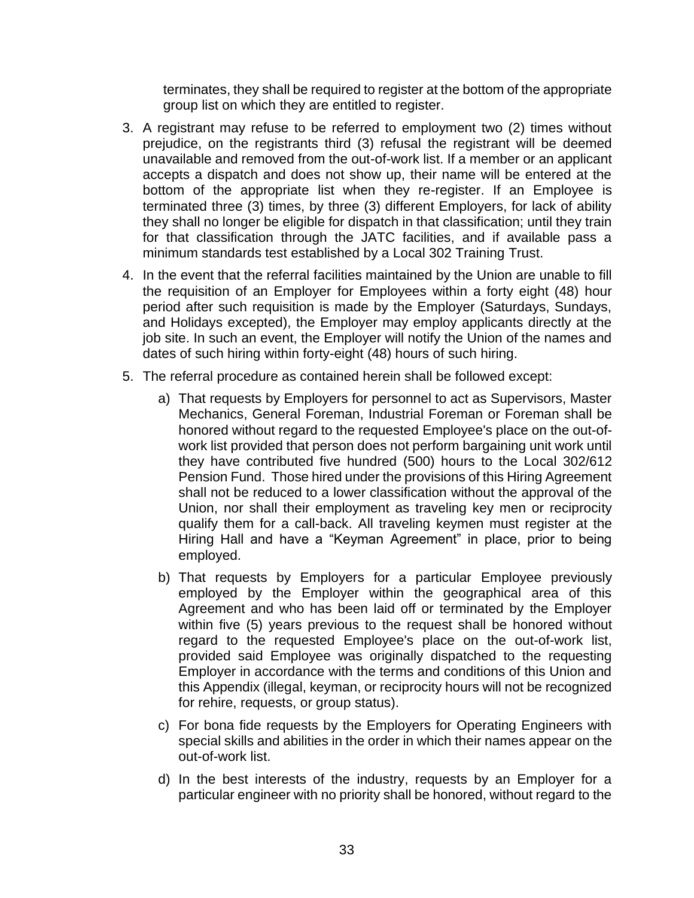terminates, they shall be required to register at the bottom of the appropriate group list on which they are entitled to register.

3. A registrant may refuse to be referred to employment two (2) times without prejudice, on the registrants third (3) refusal the registrant will be deemed unavailable and removed from the out-of-work list. If a member or an applicant accepts a dispatch and does not show up, their name will be entered at the bottom of the appropriate list when they re-register. If an Employee is terminated three (3) times, by three (3) different Employers, for lack of ability they shall no longer be eligible for dispatch in that classification; until they train for that classification through the JATC facilities, and if available pass a minimum standards test established by a Local 302 Training Trust.

4. In the event that the referral facilities maintained by the Union are unable to fill the requisition of an Employer for Employees within a forty eight (48) hour period after such requisition is made by the Employer (Saturdays, Sundays, and Holidays excepted), the Employer may employ applicants directly at the job site. In such an event, the Employer will notify the Union of the names and dates of such hiring within forty-eight (48) hours of such hiring.

5. The referral procedure as contained herein shall be followed except:

   a) That requests by Employers for personnel to act as Supervisors, Master Mechanics, General Foreman, Industrial Foreman or Foreman shall be honored without regard to the requested Employee's place on the out-of-work list provided that person does not perform bargaining unit work until they have contributed five hundred (500) hours to the Local 302/612 Pension Fund. Those hired under the provisions of this Hiring Agreement shall not be reduced to a lower classification without the approval of the Union, nor shall their employment as traveling key men or reciprocity qualify them for a call-back. All traveling keymen must register at the Hiring Hall and have a "Keyman Agreement" in place, prior to being employed.

   b) That requests by Employers for a particular Employee previously employed by the Employer within the geographical area of this Agreement and who has been laid off or terminated by the Employer within five (5) years previous to the request shall be honored without regard to the requested Employee's place on the out-of-work list, provided said Employee was originally dispatched to the requesting Employer in accordance with the terms and conditions of this Union and this Appendix (illegal, keyman, or reciprocity hours will not be recognized for rehire, requests, or group status).

   c) For bona fide requests by the Employers for Operating Engineers with special skills and abilities in the order in which their names appear on the out-of-work list.

   d) In the best interests of the industry, requests by an Employer for a particular engineer with no priority shall be honored, without regard to the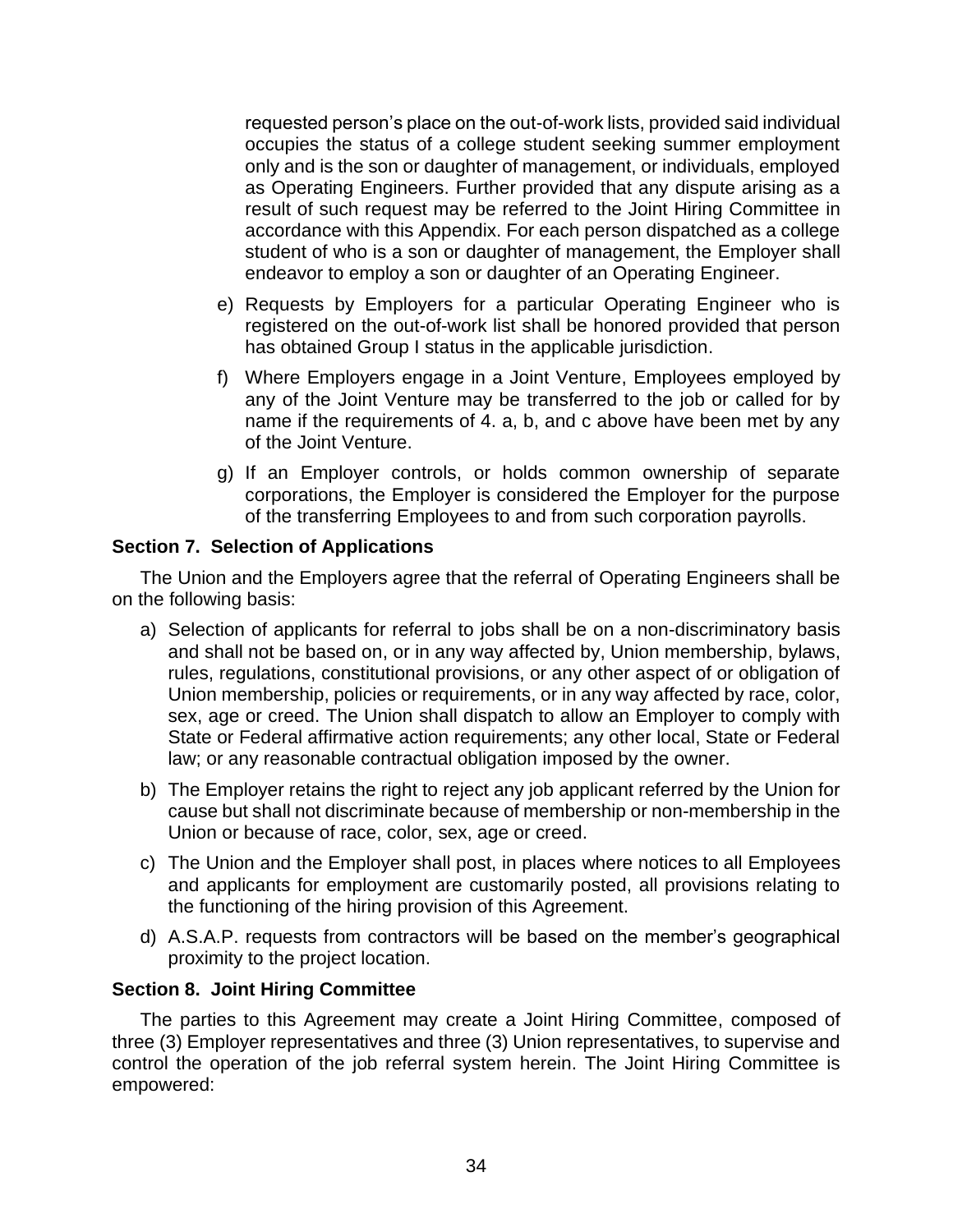requested person's place on the out-of-work lists, provided said individual occupies the status of a college student seeking summer employment only and is the son or daughter of management, or individuals, employed as Operating Engineers. Further provided that any dispute arising as a result of such request may be referred to the Joint Hiring Committee in accordance with this Appendix. For each person dispatched as a college student of who is a son or daughter of management, the Employer shall endeavor to employ a son or daughter of an Operating Engineer.

e) Requests by Employers for a particular Operating Engineer who is registered on the out-of-work list shall be honored provided that person has obtained Group I status in the applicable jurisdiction.

f) Where Employers engage in a Joint Venture, Employees employed by any of the Joint Venture may be transferred to the job or called for by name if the requirements of 4. a, b, and c above have been met by any of the Joint Venture.

g) If an Employer controls, or holds common ownership of separate corporations, the Employer is considered the Employer for the purpose of the transferring Employees to and from such corporation payrolls.

**Section 7. Selection of Applications**

The Union and the Employers agree that the referral of Operating Engineers shall be on the following basis:

a) Selection of applicants for referral to jobs shall be on a non-discriminatory basis and shall not be based on, or in any way affected by, Union membership, bylaws, rules, regulations, constitutional provisions, or any other aspect of or obligation of Union membership, policies or requirements, or in any way affected by race, color, sex, age or creed. The Union shall dispatch to allow an Employer to comply with State or Federal affirmative action requirements; any other local, State or Federal law; or any reasonable contractual obligation imposed by the owner.

b) The Employer retains the right to reject any job applicant referred by the Union for cause but shall not discriminate because of membership or non-membership in the Union or because of race, color, sex, age or creed.

c) The Union and the Employer shall post, in places where notices to all Employees and applicants for employment are customarily posted, all provisions relating to the functioning of the hiring provision of this Agreement.

d) A.S.A.P. requests from contractors will be based on the member's geographical proximity to the project location.

**Section 8. Joint Hiring Committee**

The parties to this Agreement may create a Joint Hiring Committee, composed of three (3) Employer representatives and three (3) Union representatives, to supervise and control the operation of the job referral system herein. The Joint Hiring Committee is empowered: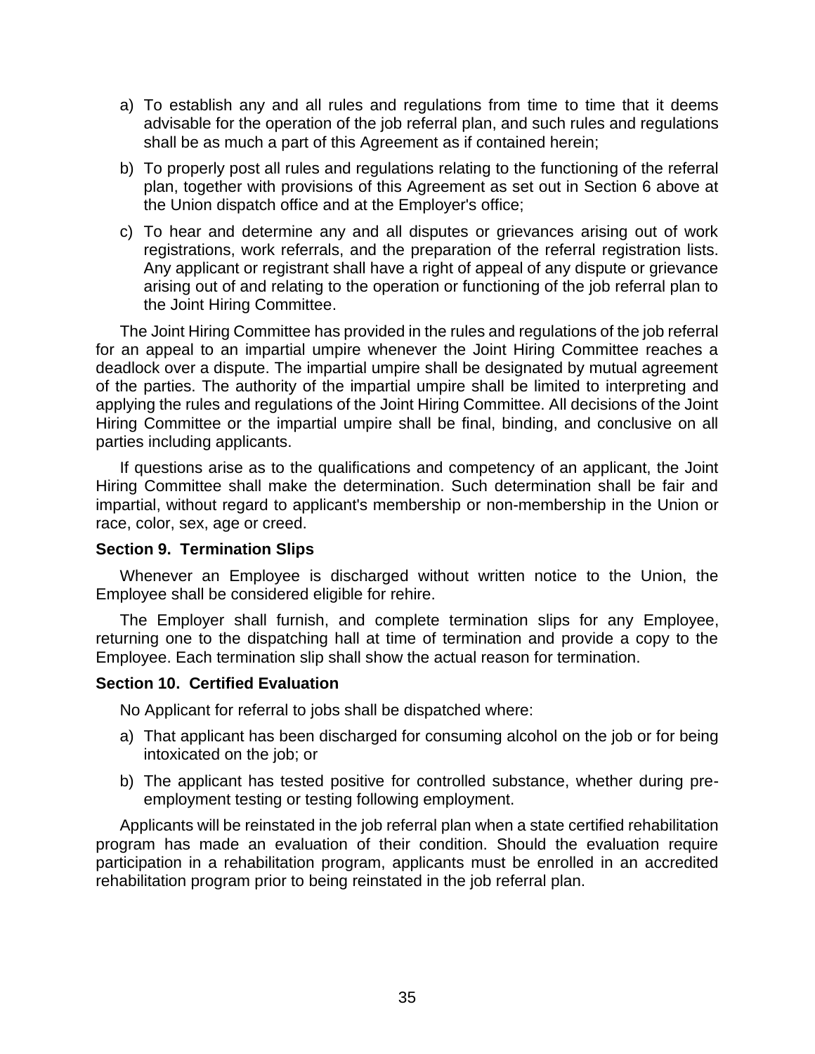a) To establish any and all rules and regulations from time to time that it deems advisable for the operation of the job referral plan, and such rules and regulations shall be as much a part of this Agreement as if contained herein;

b) To properly post all rules and regulations relating to the functioning of the referral plan, together with provisions of this Agreement as set out in Section 6 above at the Union dispatch office and at the Employer's office;

c) To hear and determine any and all disputes or grievances arising out of work registrations, work referrals, and the preparation of the referral registration lists. Any applicant or registrant shall have a right of appeal of any dispute or grievance arising out of and relating to the operation or functioning of the job referral plan to the Joint Hiring Committee.

The Joint Hiring Committee has provided in the rules and regulations of the job referral for an appeal to an impartial umpire whenever the Joint Hiring Committee reaches a deadlock over a dispute. The impartial umpire shall be designated by mutual agreement of the parties. The authority of the impartial umpire shall be limited to interpreting and applying the rules and regulations of the Joint Hiring Committee. All decisions of the Joint Hiring Committee or the impartial umpire shall be final, binding, and conclusive on all parties including applicants.

If questions arise as to the qualifications and competency of an applicant, the Joint Hiring Committee shall make the determination. Such determination shall be fair and impartial, without regard to applicant's membership or non-membership in the Union or race, color, sex, age or creed.

**Section 9. Termination Slips**

Whenever an Employee is discharged without written notice to the Union, the Employee shall be considered eligible for rehire.

The Employer shall furnish, and complete termination slips for any Employee, returning one to the dispatching hall at time of termination and provide a copy to the Employee. Each termination slip shall show the actual reason for termination.

**Section 10. Certified Evaluation**

No Applicant for referral to jobs shall be dispatched where:

a) That applicant has been discharged for consuming alcohol on the job or for being intoxicated on the job; or

b) The applicant has tested positive for controlled substance, whether during pre-employment testing or testing following employment.

Applicants will be reinstated in the job referral plan when a state certified rehabilitation program has made an evaluation of their condition. Should the evaluation require participation in a rehabilitation program, applicants must be enrolled in an accredited rehabilitation program prior to being reinstated in the job referral plan.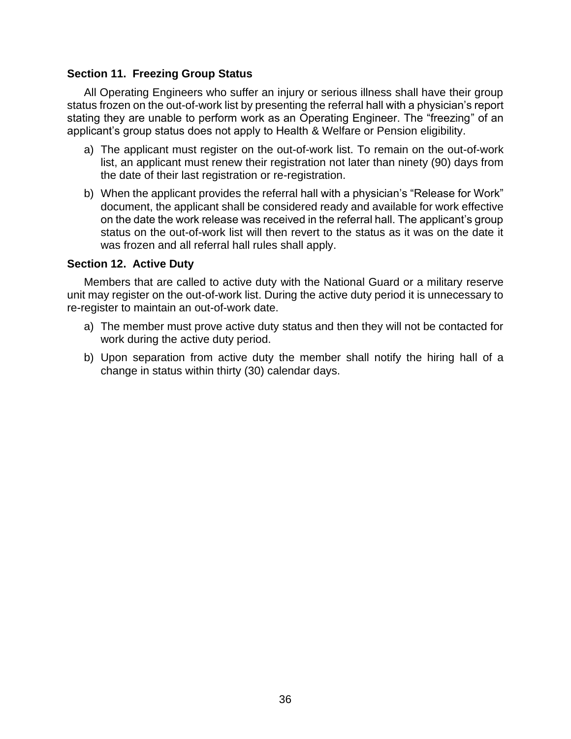### Section 11. Freezing Group Status

All Operating Engineers who suffer an injury or serious illness shall have their group status frozen on the out-of-work list by presenting the referral hall with a physician's report stating they are unable to perform work as an Operating Engineer. The "freezing" of an applicant's group status does not apply to Health & Welfare or Pension eligibility.

a) The applicant must register on the out-of-work list. To remain on the out-of-work list, an applicant must renew their registration not later than ninety (90) days from the date of their last registration or re-registration.

b) When the applicant provides the referral hall with a physician's "Release for Work" document, the applicant shall be considered ready and available for work effective on the date the work release was received in the referral hall. The applicant's group status on the out-of-work list will then revert to the status as it was on the date it was frozen and all referral hall rules shall apply.

### Section 12. Active Duty

Members that are called to active duty with the National Guard or a military reserve unit may register on the out-of-work list. During the active duty period it is unnecessary to re-register to maintain an out-of-work date.

a) The member must prove active duty status and then they will not be contacted for work during the active duty period.

b) Upon separation from active duty the member shall notify the hiring hall of a change in status within thirty (30) calendar days.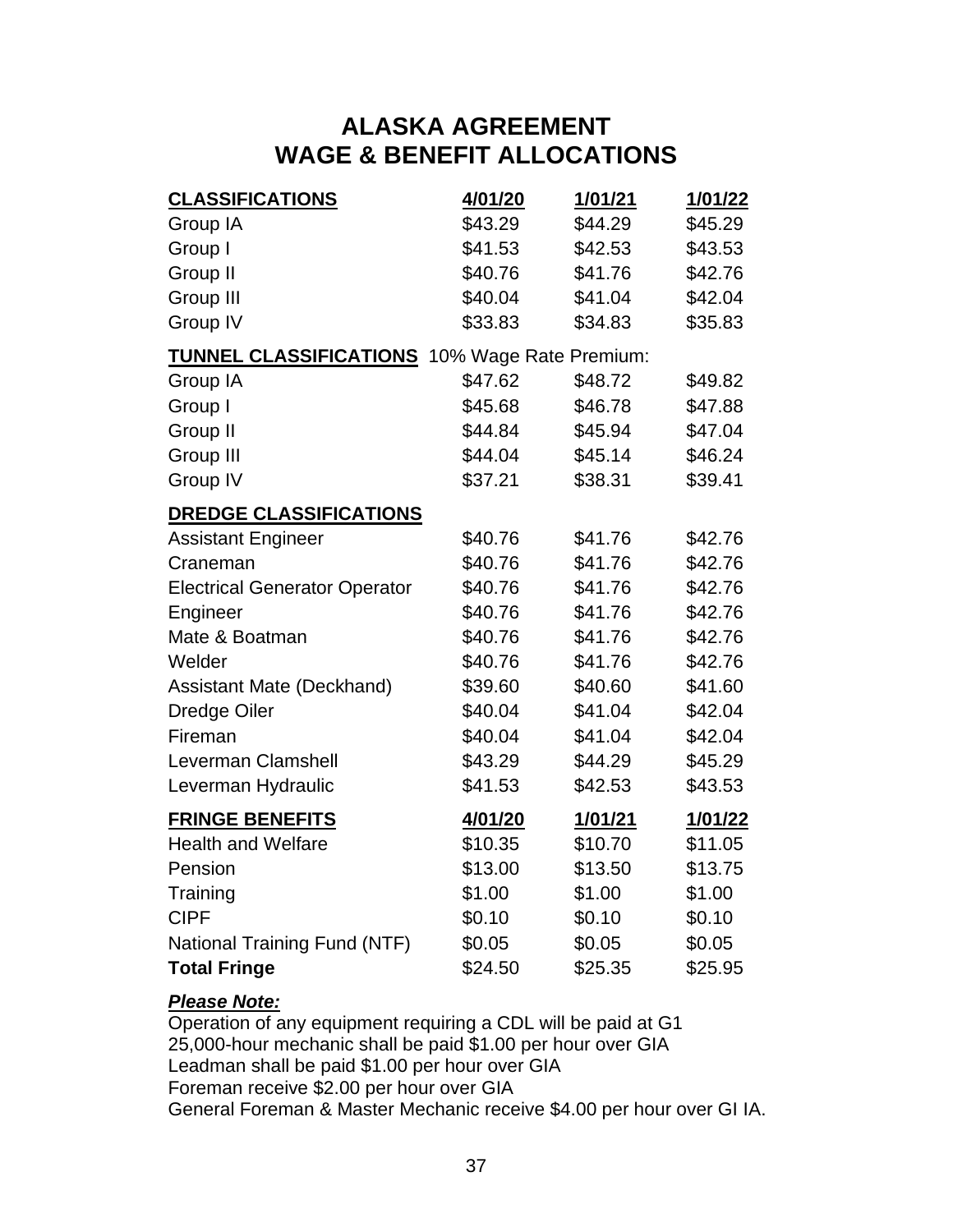# ALASKA AGREEMENT
# WAGE & BENEFIT ALLOCATIONS

| **CLASSIFICATIONS** | **4/01/20** | **1/01/21** | **1/01/22** |
|---|---|---|---|
| Group IA | $43.29 | $44.29 | $45.29 |
| Group I | $41.53 | $42.53 | $43.53 |
| Group II | $40.76 | $41.76 | $42.76 |
| Group III | $40.04 | $41.04 | $42.04 |
| Group IV | $33.83 | $34.83 | $35.83 |
| **TUNNEL CLASSIFICATIONS** 10% Wage Rate Premium: | | | |
| Group IA | $47.62 | $48.72 | $49.82 |
| Group I | $45.68 | $46.78 | $47.88 |
| Group II | $44.84 | $45.94 | $47.04 |
| Group III | $44.04 | $45.14 | $46.24 |
| Group IV | $37.21 | $38.31 | $39.41 |
| **DREDGE CLASSIFICATIONS** | | | |
| Assistant Engineer | $40.76 | $41.76 | $42.76 |
| Craneman | $40.76 | $41.76 | $42.76 |
| Electrical Generator Operator | $40.76 | $41.76 | $42.76 |
| Engineer | $40.76 | $41.76 | $42.76 |
| Mate & Boatman | $40.76 | $41.76 | $42.76 |
| Welder | $40.76 | $41.76 | $42.76 |
| Assistant Mate (Deckhand) | $39.60 | $40.60 | $41.60 |
| Dredge Oiler | $40.04 | $41.04 | $42.04 |
| Fireman | $40.04 | $41.04 | $42.04 |
| Leverman Clamshell | $43.29 | $44.29 | $45.29 |
| Leverman Hydraulic | $41.53 | $42.53 | $43.53 |

| **FRINGE BENEFITS** | **4/01/20** | **1/01/21** | **1/01/22** |
|---|---|---|---|
| Health and Welfare | $10.35 | $10.70 | $11.05 |
| Pension | $13.00 | $13.50 | $13.75 |
| Training | $1.00 | $1.00 | $1.00 |
| CIPF | $0.10 | $0.10 | $0.10 |
| National Training Fund (NTF) | $0.05 | $0.05 | $0.05 |
| **Total Fringe** | $24.50 | $25.35 | $25.95 |

***Please Note:***

Operation of any equipment requiring a CDL will be paid at G1
25,000-hour mechanic shall be paid $1.00 per hour over GIA
Leadman shall be paid $1.00 per hour over GIA
Foreman receive $2.00 per hour over GIA
General Foreman & Master Mechanic receive $4.00 per hour over GI IA.